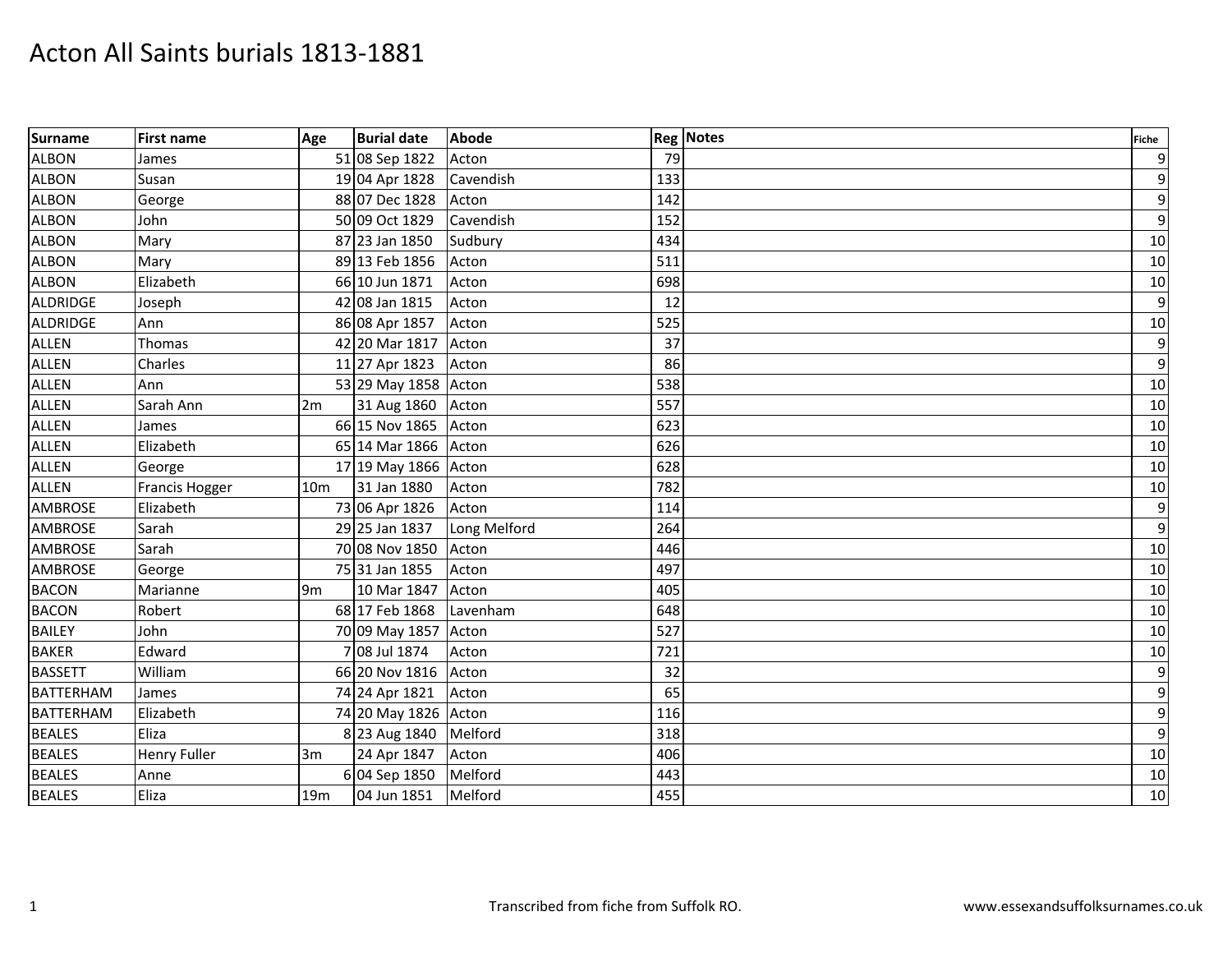# Acton All Saints burials 1813-1881

| Surname | First name | Age | Burial date | Abode | Reg | Notes | Fiche |
|---|---|---|---|---|---|---|---|
| ALBON | James | 51 | 08 Sep 1822 | Acton | 79 | | 9 |
| ALBON | Susan | 19 | 04 Apr 1828 | Cavendish | 133 | | 9 |
| ALBON | George | 88 | 07 Dec 1828 | Acton | 142 | | 9 |
| ALBON | John | 50 | 09 Oct 1829 | Cavendish | 152 | | 9 |
| ALBON | Mary | 87 | 23 Jan 1850 | Sudbury | 434 | | 10 |
| ALBON | Mary | 89 | 13 Feb 1856 | Acton | 511 | | 10 |
| ALBON | Elizabeth | 66 | 10 Jun 1871 | Acton | 698 | | 10 |
| ALDRIDGE | Joseph | 42 | 08 Jan 1815 | Acton | 12 | | 9 |
| ALDRIDGE | Ann | 86 | 08 Apr 1857 | Acton | 525 | | 10 |
| ALLEN | Thomas | 42 | 20 Mar 1817 | Acton | 37 | | 9 |
| ALLEN | Charles | 11 | 27 Apr 1823 | Acton | 86 | | 9 |
| ALLEN | Ann | 53 | 29 May 1858 | Acton | 538 | | 10 |
| ALLEN | Sarah Ann | 2m | 31 Aug 1860 | Acton | 557 | | 10 |
| ALLEN | James | 66 | 15 Nov 1865 | Acton | 623 | | 10 |
| ALLEN | Elizabeth | 65 | 14 Mar 1866 | Acton | 626 | | 10 |
| ALLEN | George | 17 | 19 May 1866 | Acton | 628 | | 10 |
| ALLEN | Francis Hogger | 10m | 31 Jan 1880 | Acton | 782 | | 10 |
| AMBROSE | Elizabeth | 73 | 06 Apr 1826 | Acton | 114 | | 9 |
| AMBROSE | Sarah | 29 | 25 Jan 1837 | Long Melford | 264 | | 9 |
| AMBROSE | Sarah | 70 | 08 Nov 1850 | Acton | 446 | | 10 |
| AMBROSE | George | 75 | 31 Jan 1855 | Acton | 497 | | 10 |
| BACON | Marianne | 9m | 10 Mar 1847 | Acton | 405 | | 10 |
| BACON | Robert | 68 | 17 Feb 1868 | Lavenham | 648 | | 10 |
| BAILEY | John | 70 | 09 May 1857 | Acton | 527 | | 10 |
| BAKER | Edward | 7 | 08 Jul 1874 | Acton | 721 | | 10 |
| BASSETT | William | 66 | 20 Nov 1816 | Acton | 32 | | 9 |
| BATTERHAM | James | 74 | 24 Apr 1821 | Acton | 65 | | 9 |
| BATTERHAM | Elizabeth | 74 | 20 May 1826 | Acton | 116 | | 9 |
| BEALES | Eliza | 8 | 23 Aug 1840 | Melford | 318 | | 9 |
| BEALES | Henry Fuller | 3m | 24 Apr 1847 | Acton | 406 | | 10 |
| BEALES | Anne | 6 | 04 Sep 1850 | Melford | 443 | | 10 |
| BEALES | Eliza | 19m | 04 Jun 1851 | Melford | 455 | | 10 |

Transcribed from fiche from Suffolk RO.

www.essexandsuffolksurnames.co.uk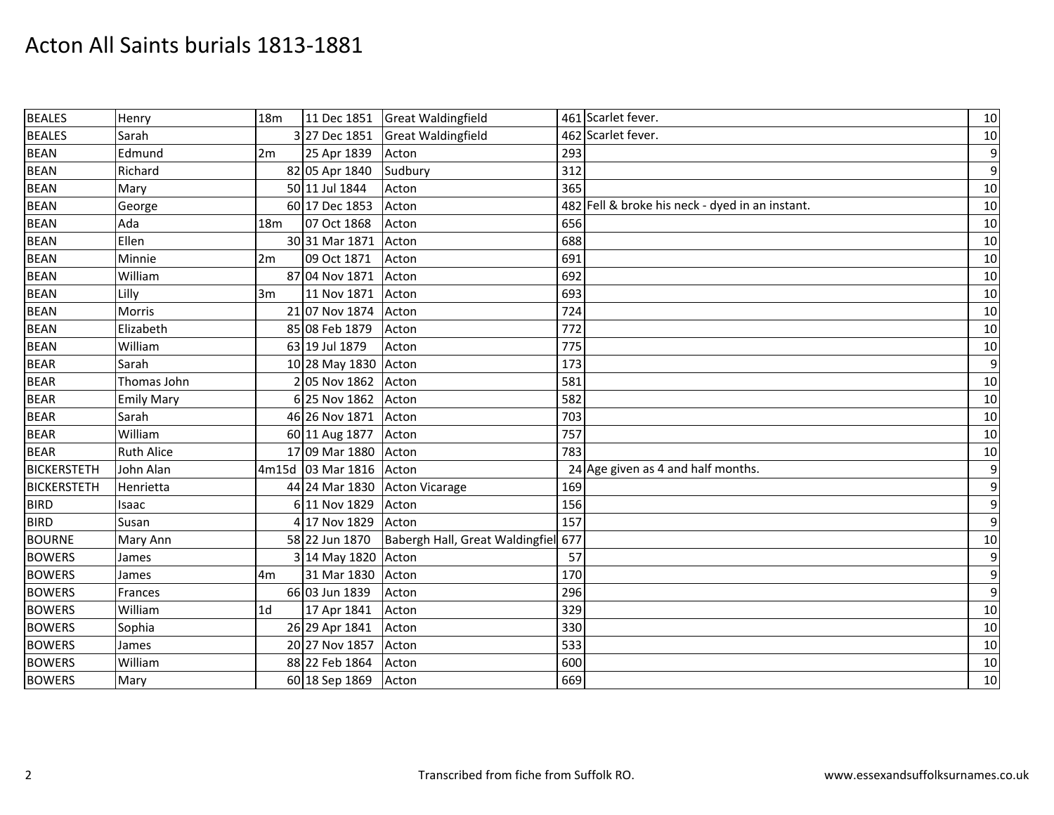# Acton All Saints burials 1813-1881

| | | | | | | | |
|---|---|---|---|---|---|---|---|
| BEALES | Henry | 18m | 11 Dec 1851 | Great Waldingfield | 461 | Scarlet fever. | 10 |
| BEALES | Sarah | 3 | 27 Dec 1851 | Great Waldingfield | 462 | Scarlet fever. | 10 |
| BEAN | Edmund | 2m | 25 Apr 1839 | Acton | 293 | | 9 |
| BEAN | Richard | 82 | 05 Apr 1840 | Sudbury | 312 | | 9 |
| BEAN | Mary | 50 | 11 Jul 1844 | Acton | 365 | | 10 |
| BEAN | George | 60 | 17 Dec 1853 | Acton | 482 | Fell & broke his neck - dyed in an instant. | 10 |
| BEAN | Ada | 18m | 07 Oct 1868 | Acton | 656 | | 10 |
| BEAN | Ellen | 30 | 31 Mar 1871 | Acton | 688 | | 10 |
| BEAN | Minnie | 2m | 09 Oct 1871 | Acton | 691 | | 10 |
| BEAN | William | 87 | 04 Nov 1871 | Acton | 692 | | 10 |
| BEAN | Lilly | 3m | 11 Nov 1871 | Acton | 693 | | 10 |
| BEAN | Morris | 21 | 07 Nov 1874 | Acton | 724 | | 10 |
| BEAN | Elizabeth | 85 | 08 Feb 1879 | Acton | 772 | | 10 |
| BEAN | William | 63 | 19 Jul 1879 | Acton | 775 | | 10 |
| BEAR | Sarah | 10 | 28 May 1830 | Acton | 173 | | 9 |
| BEAR | Thomas John | 2 | 05 Nov 1862 | Acton | 581 | | 10 |
| BEAR | Emily Mary | 6 | 25 Nov 1862 | Acton | 582 | | 10 |
| BEAR | Sarah | 46 | 26 Nov 1871 | Acton | 703 | | 10 |
| BEAR | William | 60 | 11 Aug 1877 | Acton | 757 | | 10 |
| BEAR | Ruth Alice | 17 | 09 Mar 1880 | Acton | 783 | | 10 |
| BICKERSTETH | John Alan | 4m15d | 03 Mar 1816 | Acton | 24 | Age given as 4 and half months. | 9 |
| BICKERSTETH | Henrietta | 44 | 24 Mar 1830 | Acton Vicarage | 169 | | 9 |
| BIRD | Isaac | 6 | 11 Nov 1829 | Acton | 156 | | 9 |
| BIRD | Susan | 4 | 17 Nov 1829 | Acton | 157 | | 9 |
| BOURNE | Mary Ann | 58 | 22 Jun 1870 | Babergh Hall, Great Waldingfiel | 677 | | 10 |
| BOWERS | James | 3 | 14 May 1820 | Acton | 57 | | 9 |
| BOWERS | James | 4m | 31 Mar 1830 | Acton | 170 | | 9 |
| BOWERS | Frances | 66 | 03 Jun 1839 | Acton | 296 | | 9 |
| BOWERS | William | 1d | 17 Apr 1841 | Acton | 329 | | 10 |
| BOWERS | Sophia | 26 | 29 Apr 1841 | Acton | 330 | | 10 |
| BOWERS | James | 20 | 27 Nov 1857 | Acton | 533 | | 10 |
| BOWERS | William | 88 | 22 Feb 1864 | Acton | 600 | | 10 |
| BOWERS | Mary | 60 | 18 Sep 1869 | Acton | 669 | | 10 |

Transcribed from fiche from Suffolk RO. www.essexandsuffolksurnames.co.uk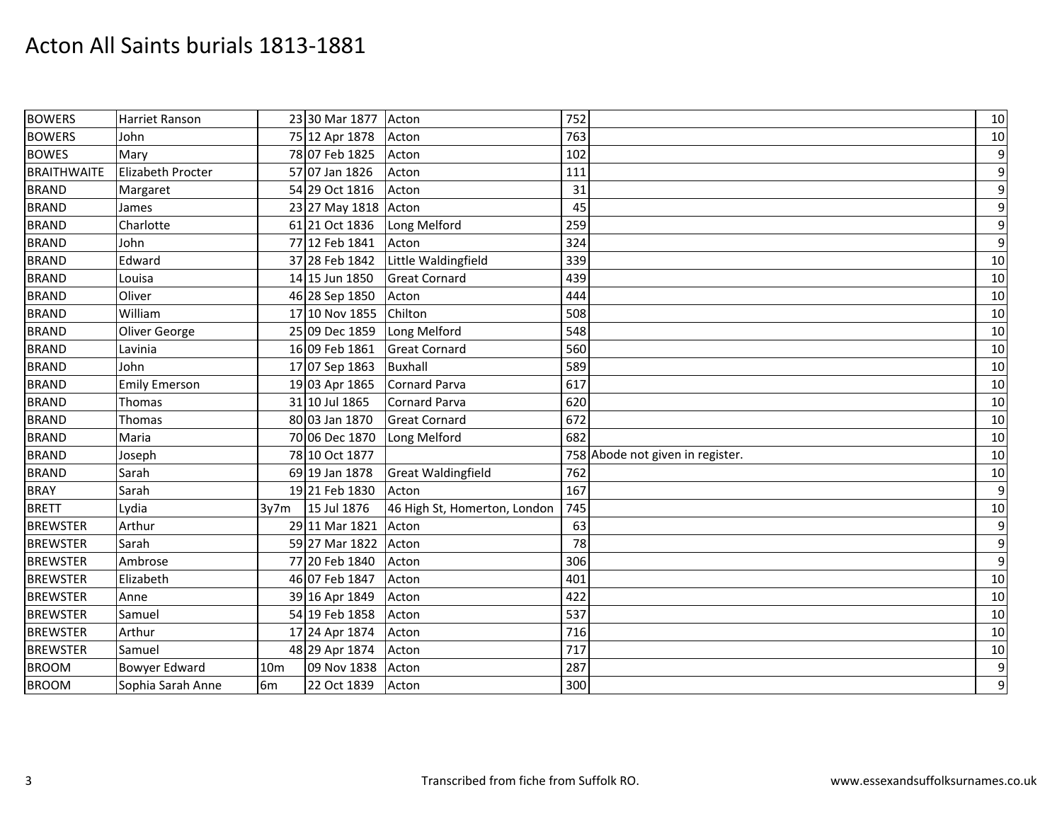# Acton All Saints burials 1813-1881

| | | | | | | | |
|---|---|---|---|---|---|---|---|
| BOWERS | Harriet Ranson | 23 | 30 Mar 1877 | Acton | 752 | | 10 |
| BOWERS | John | 75 | 12 Apr 1878 | Acton | 763 | | 10 |
| BOWES | Mary | 78 | 07 Feb 1825 | Acton | 102 | | 9 |
| BRAITHWAITE | Elizabeth Procter | 57 | 07 Jan 1826 | Acton | 111 | | 9 |
| BRAND | Margaret | 54 | 29 Oct 1816 | Acton | 31 | | 9 |
| BRAND | James | 23 | 27 May 1818 | Acton | 45 | | 9 |
| BRAND | Charlotte | 61 | 21 Oct 1836 | Long Melford | 259 | | 9 |
| BRAND | John | 77 | 12 Feb 1841 | Acton | 324 | | 9 |
| BRAND | Edward | 37 | 28 Feb 1842 | Little Waldingfield | 339 | | 10 |
| BRAND | Louisa | 14 | 15 Jun 1850 | Great Cornard | 439 | | 10 |
| BRAND | Oliver | 46 | 28 Sep 1850 | Acton | 444 | | 10 |
| BRAND | William | 17 | 10 Nov 1855 | Chilton | 508 | | 10 |
| BRAND | Oliver George | 25 | 09 Dec 1859 | Long Melford | 548 | | 10 |
| BRAND | Lavinia | 16 | 09 Feb 1861 | Great Cornard | 560 | | 10 |
| BRAND | John | 17 | 07 Sep 1863 | Buxhall | 589 | | 10 |
| BRAND | Emily Emerson | 19 | 03 Apr 1865 | Cornard Parva | 617 | | 10 |
| BRAND | Thomas | 31 | 10 Jul 1865 | Cornard Parva | 620 | | 10 |
| BRAND | Thomas | 80 | 03 Jan 1870 | Great Cornard | 672 | | 10 |
| BRAND | Maria | 70 | 06 Dec 1870 | Long Melford | 682 | | 10 |
| BRAND | Joseph | 78 | 10 Oct 1877 | | 758 | Abode not given in register. | 10 |
| BRAND | Sarah | 69 | 19 Jan 1878 | Great Waldingfield | 762 | | 10 |
| BRAY | Sarah | 19 | 21 Feb 1830 | Acton | 167 | | 9 |
| BRETT | Lydia | 3y7m | 15 Jul 1876 | 46 High St, Homerton, London | 745 | | 10 |
| BREWSTER | Arthur | 29 | 11 Mar 1821 | Acton | 63 | | 9 |
| BREWSTER | Sarah | 59 | 27 Mar 1822 | Acton | 78 | | 9 |
| BREWSTER | Ambrose | 77 | 20 Feb 1840 | Acton | 306 | | 9 |
| BREWSTER | Elizabeth | 46 | 07 Feb 1847 | Acton | 401 | | 10 |
| BREWSTER | Anne | 39 | 16 Apr 1849 | Acton | 422 | | 10 |
| BREWSTER | Samuel | 54 | 19 Feb 1858 | Acton | 537 | | 10 |
| BREWSTER | Arthur | 17 | 24 Apr 1874 | Acton | 716 | | 10 |
| BREWSTER | Samuel | 48 | 29 Apr 1874 | Acton | 717 | | 10 |
| BROOM | Bowyer Edward | 10m | 09 Nov 1838 | Acton | 287 | | 9 |
| BROOM | Sophia Sarah Anne | 6m | 22 Oct 1839 | Acton | 300 | | 9 |

Transcribed from fiche from Suffolk RO.

www.essexandsuffolksurnames.co.uk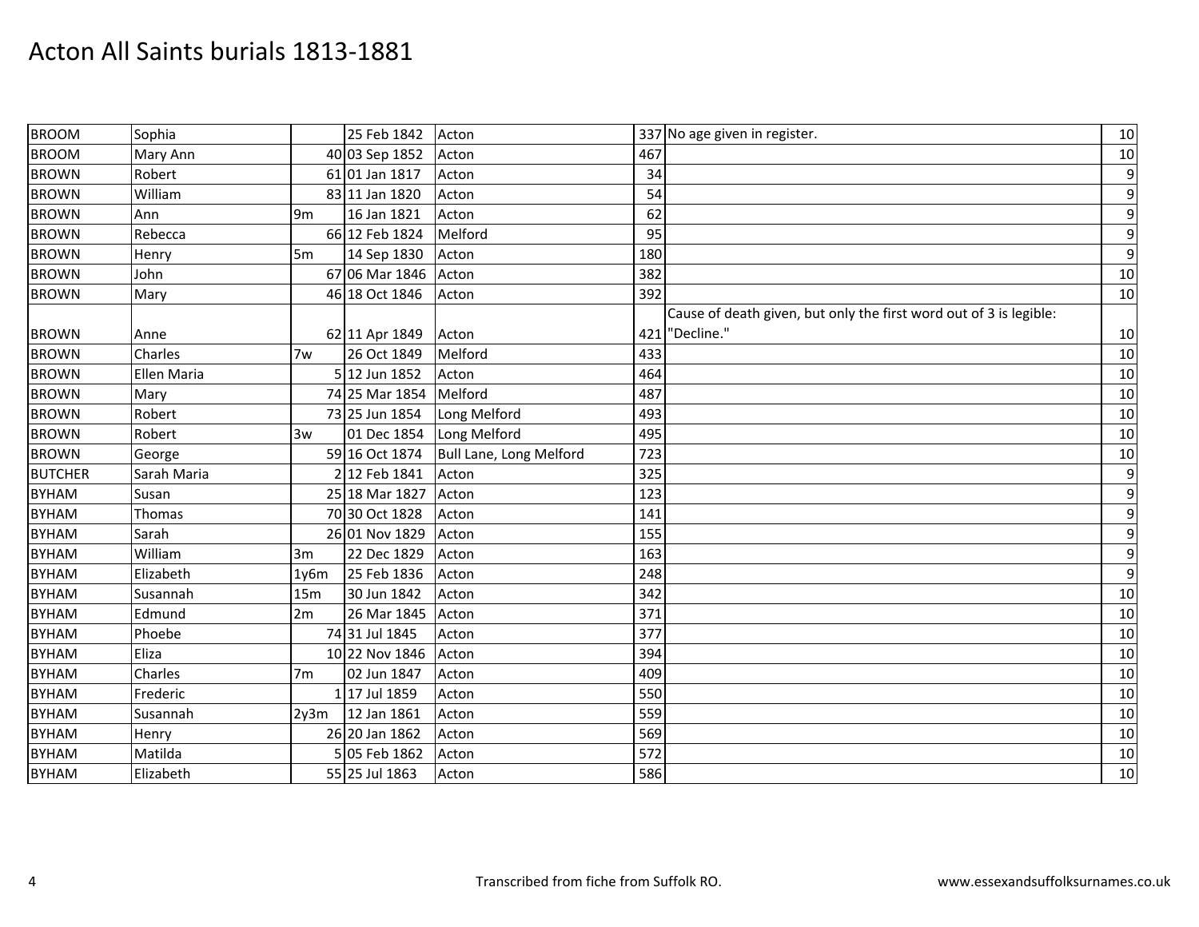# Acton All Saints burials 1813-1881

| | | | | | | | |
|---|---|---|---|---|---|---|---|
| BROOM | Sophia | | 25 Feb 1842 | Acton | 337 | No age given in register. | 10 |
| BROOM | Mary Ann | 40 | 03 Sep 1852 | Acton | 467 | | 10 |
| BROWN | Robert | 61 | 01 Jan 1817 | Acton | 34 | | 9 |
| BROWN | William | 83 | 11 Jan 1820 | Acton | 54 | | 9 |
| BROWN | Ann | 9m | 16 Jan 1821 | Acton | 62 | | 9 |
| BROWN | Rebecca | 66 | 12 Feb 1824 | Melford | 95 | | 9 |
| BROWN | Henry | 5m | 14 Sep 1830 | Acton | 180 | | 9 |
| BROWN | John | 67 | 06 Mar 1846 | Acton | 382 | | 10 |
| BROWN | Mary | 46 | 18 Oct 1846 | Acton | 392 | | 10 |
| BROWN | Anne | 62 | 11 Apr 1849 | Acton | 421 | Cause of death given, but only the first word out of 3 is legible: "Decline." | 10 |
| BROWN | Charles | 7w | 26 Oct 1849 | Melford | 433 | | 10 |
| BROWN | Ellen Maria | 5 | 12 Jun 1852 | Acton | 464 | | 10 |
| BROWN | Mary | 74 | 25 Mar 1854 | Melford | 487 | | 10 |
| BROWN | Robert | 73 | 25 Jun 1854 | Long Melford | 493 | | 10 |
| BROWN | Robert | 3w | 01 Dec 1854 | Long Melford | 495 | | 10 |
| BROWN | George | 59 | 16 Oct 1874 | Bull Lane, Long Melford | 723 | | 10 |
| BUTCHER | Sarah Maria | 2 | 12 Feb 1841 | Acton | 325 | | 9 |
| BYHAM | Susan | 25 | 18 Mar 1827 | Acton | 123 | | 9 |
| BYHAM | Thomas | 70 | 30 Oct 1828 | Acton | 141 | | 9 |
| BYHAM | Sarah | 26 | 01 Nov 1829 | Acton | 155 | | 9 |
| BYHAM | William | 3m | 22 Dec 1829 | Acton | 163 | | 9 |
| BYHAM | Elizabeth | 1y6m | 25 Feb 1836 | Acton | 248 | | 9 |
| BYHAM | Susannah | 15m | 30 Jun 1842 | Acton | 342 | | 10 |
| BYHAM | Edmund | 2m | 26 Mar 1845 | Acton | 371 | | 10 |
| BYHAM | Phoebe | 74 | 31 Jul 1845 | Acton | 377 | | 10 |
| BYHAM | Eliza | 10 | 22 Nov 1846 | Acton | 394 | | 10 |
| BYHAM | Charles | 7m | 02 Jun 1847 | Acton | 409 | | 10 |
| BYHAM | Frederic | 1 | 17 Jul 1859 | Acton | 550 | | 10 |
| BYHAM | Susannah | 2y3m | 12 Jan 1861 | Acton | 559 | | 10 |
| BYHAM | Henry | 26 | 20 Jan 1862 | Acton | 569 | | 10 |
| BYHAM | Matilda | 5 | 05 Feb 1862 | Acton | 572 | | 10 |
| BYHAM | Elizabeth | 55 | 25 Jul 1863 | Acton | 586 | | 10 |

Transcribed from fiche from Suffolk RO.

www.essexandsuffolksurnames.co.uk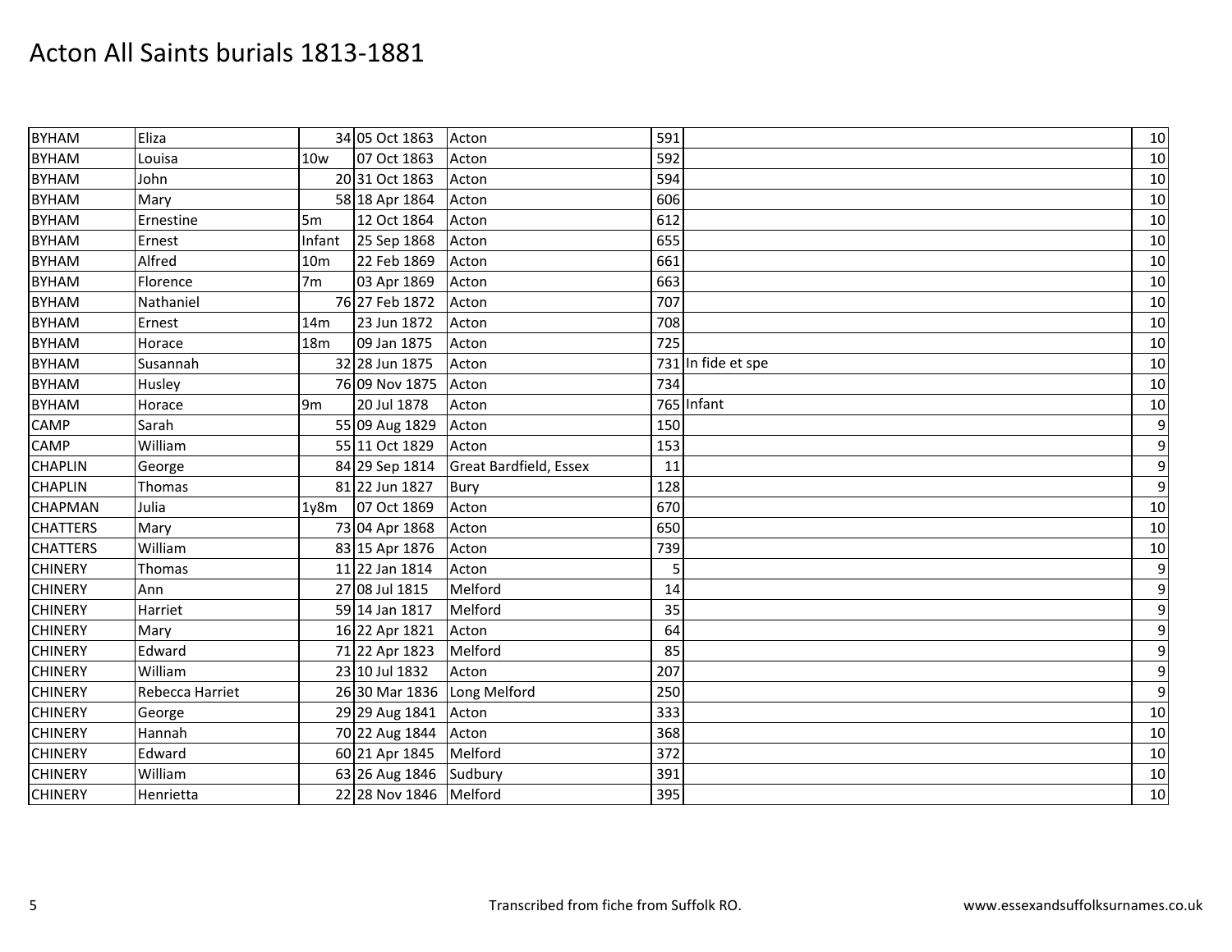# Acton All Saints burials 1813-1881

| | | | | | | | |
|---|---|---|---|---|---|---|---|
| BYHAM | Eliza | 34 | 05 Oct 1863 | Acton | 591 | | 10 |
| BYHAM | Louisa | 10w | 07 Oct 1863 | Acton | 592 | | 10 |
| BYHAM | John | 20 | 31 Oct 1863 | Acton | 594 | | 10 |
| BYHAM | Mary | 58 | 18 Apr 1864 | Acton | 606 | | 10 |
| BYHAM | Ernestine | 5m | 12 Oct 1864 | Acton | 612 | | 10 |
| BYHAM | Ernest | Infant | 25 Sep 1868 | Acton | 655 | | 10 |
| BYHAM | Alfred | 10m | 22 Feb 1869 | Acton | 661 | | 10 |
| BYHAM | Florence | 7m | 03 Apr 1869 | Acton | 663 | | 10 |
| BYHAM | Nathaniel | 76 | 27 Feb 1872 | Acton | 707 | | 10 |
| BYHAM | Ernest | 14m | 23 Jun 1872 | Acton | 708 | | 10 |
| BYHAM | Horace | 18m | 09 Jan 1875 | Acton | 725 | | 10 |
| BYHAM | Susannah | 32 | 28 Jun 1875 | Acton | 731 | In fide et spe | 10 |
| BYHAM | Husley | 76 | 09 Nov 1875 | Acton | 734 | | 10 |
| BYHAM | Horace | 9m | 20 Jul 1878 | Acton | 765 | Infant | 10 |
| CAMP | Sarah | 55 | 09 Aug 1829 | Acton | 150 | | 9 |
| CAMP | William | 55 | 11 Oct 1829 | Acton | 153 | | 9 |
| CHAPLIN | George | 84 | 29 Sep 1814 | Great Bardfield, Essex | 11 | | 9 |
| CHAPLIN | Thomas | 81 | 22 Jun 1827 | Bury | 128 | | 9 |
| CHAPMAN | Julia | 1y8m | 07 Oct 1869 | Acton | 670 | | 10 |
| CHATTERS | Mary | 73 | 04 Apr 1868 | Acton | 650 | | 10 |
| CHATTERS | William | 83 | 15 Apr 1876 | Acton | 739 | | 10 |
| CHINERY | Thomas | 11 | 22 Jan 1814 | Acton | 5 | | 9 |
| CHINERY | Ann | 27 | 08 Jul 1815 | Melford | 14 | | 9 |
| CHINERY | Harriet | 59 | 14 Jan 1817 | Melford | 35 | | 9 |
| CHINERY | Mary | 16 | 22 Apr 1821 | Acton | 64 | | 9 |
| CHINERY | Edward | 71 | 22 Apr 1823 | Melford | 85 | | 9 |
| CHINERY | William | 23 | 10 Jul 1832 | Acton | 207 | | 9 |
| CHINERY | Rebecca Harriet | 26 | 30 Mar 1836 | Long Melford | 250 | | 9 |
| CHINERY | George | 29 | 29 Aug 1841 | Acton | 333 | | 10 |
| CHINERY | Hannah | 70 | 22 Aug 1844 | Acton | 368 | | 10 |
| CHINERY | Edward | 60 | 21 Apr 1845 | Melford | 372 | | 10 |
| CHINERY | William | 63 | 26 Aug 1846 | Sudbury | 391 | | 10 |
| CHINERY | Henrietta | 22 | 28 Nov 1846 | Melford | 395 | | 10 |

Transcribed from fiche from Suffolk RO.

www.essexandsuffolksurnames.co.uk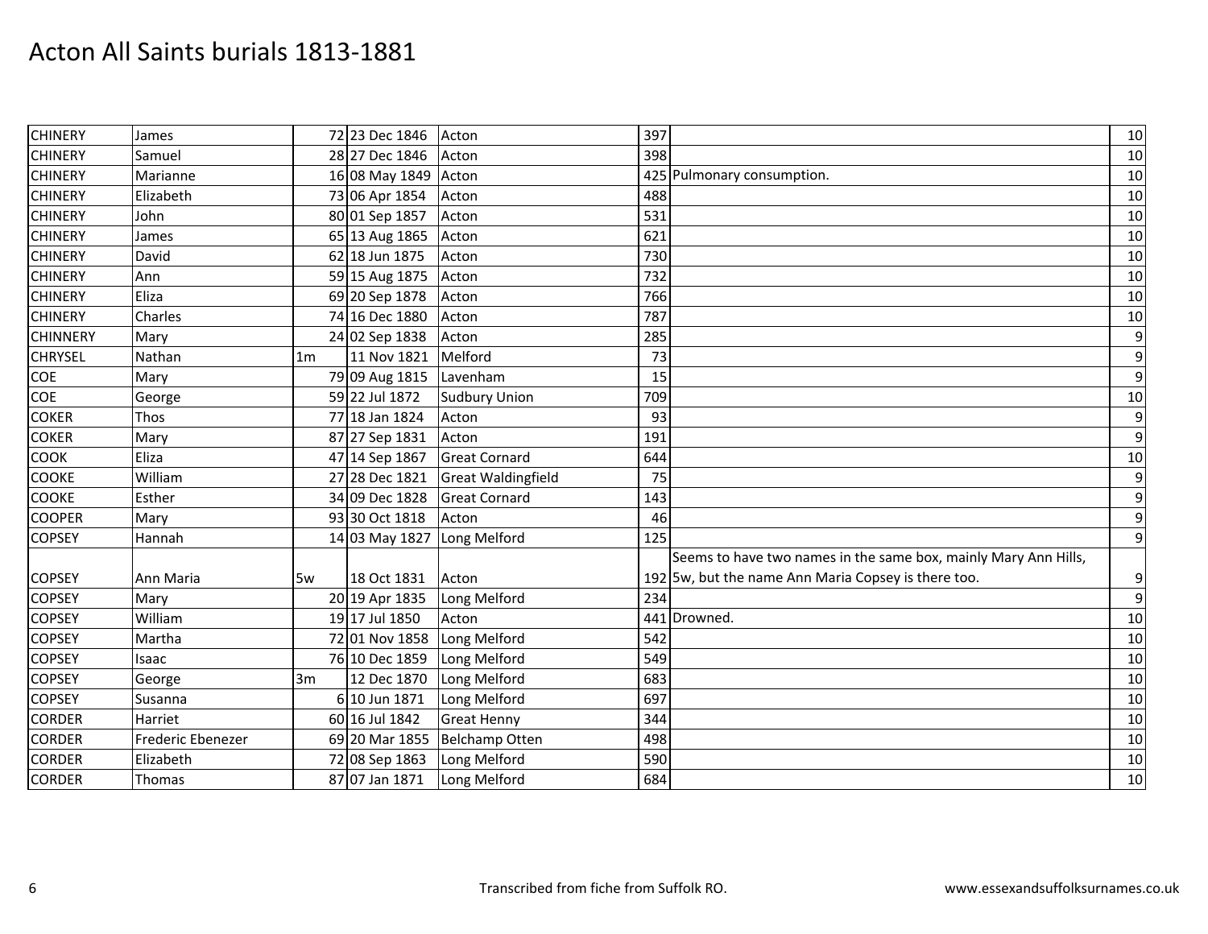# Acton All Saints burials 1813-1881

| | | | | | | | |
|---|---|---|---|---|---|---|---|
| CHINERY | James | 72 | 23 Dec 1846 | Acton | 397 | | 10 |
| CHINERY | Samuel | 28 | 27 Dec 1846 | Acton | 398 | | 10 |
| CHINERY | Marianne | 16 | 08 May 1849 | Acton | 425 | Pulmonary consumption. | 10 |
| CHINERY | Elizabeth | 73 | 06 Apr 1854 | Acton | 488 | | 10 |
| CHINERY | John | 80 | 01 Sep 1857 | Acton | 531 | | 10 |
| CHINERY | James | 65 | 13 Aug 1865 | Acton | 621 | | 10 |
| CHINERY | David | 62 | 18 Jun 1875 | Acton | 730 | | 10 |
| CHINERY | Ann | 59 | 15 Aug 1875 | Acton | 732 | | 10 |
| CHINERY | Eliza | 69 | 20 Sep 1878 | Acton | 766 | | 10 |
| CHINERY | Charles | 74 | 16 Dec 1880 | Acton | 787 | | 10 |
| CHINNERY | Mary | 24 | 02 Sep 1838 | Acton | 285 | | 9 |
| CHRYSEL | Nathan | 1m | 11 Nov 1821 | Melford | 73 | | 9 |
| COE | Mary | 79 | 09 Aug 1815 | Lavenham | 15 | | 9 |
| COE | George | 59 | 22 Jul 1872 | Sudbury Union | 709 | | 10 |
| COKER | Thos | 77 | 18 Jan 1824 | Acton | 93 | | 9 |
| COKER | Mary | 87 | 27 Sep 1831 | Acton | 191 | | 9 |
| COOK | Eliza | 47 | 14 Sep 1867 | Great Cornard | 644 | | 10 |
| COOKE | William | 27 | 28 Dec 1821 | Great Waldingfield | 75 | | 9 |
| COOKE | Esther | 34 | 09 Dec 1828 | Great Cornard | 143 | | 9 |
| COOPER | Mary | 93 | 30 Oct 1818 | Acton | 46 | | 9 |
| COPSEY | Hannah | 14 | 03 May 1827 | Long Melford | 125 | | 9 |
| COPSEY | Ann Maria | 5w | 18 Oct 1831 | Acton | 192 | Seems to have two names in the same box, mainly Mary Ann Hills, 5w, but the name Ann Maria Copsey is there too. | 9 |
| COPSEY | Mary | 20 | 19 Apr 1835 | Long Melford | 234 | | 9 |
| COPSEY | William | 19 | 17 Jul 1850 | Acton | 441 | Drowned. | 10 |
| COPSEY | Martha | 72 | 01 Nov 1858 | Long Melford | 542 | | 10 |
| COPSEY | Isaac | 76 | 10 Dec 1859 | Long Melford | 549 | | 10 |
| COPSEY | George | 3m | 12 Dec 1870 | Long Melford | 683 | | 10 |
| COPSEY | Susanna | 6 | 10 Jun 1871 | Long Melford | 697 | | 10 |
| CORDER | Harriet | 60 | 16 Jul 1842 | Great Henny | 344 | | 10 |
| CORDER | Frederic Ebenezer | 69 | 20 Mar 1855 | Belchamp Otten | 498 | | 10 |
| CORDER | Elizabeth | 72 | 08 Sep 1863 | Long Melford | 590 | | 10 |
| CORDER | Thomas | 87 | 07 Jan 1871 | Long Melford | 684 | | 10 |

Transcribed from fiche from Suffolk RO.

www.essexandsuffolksurnames.co.uk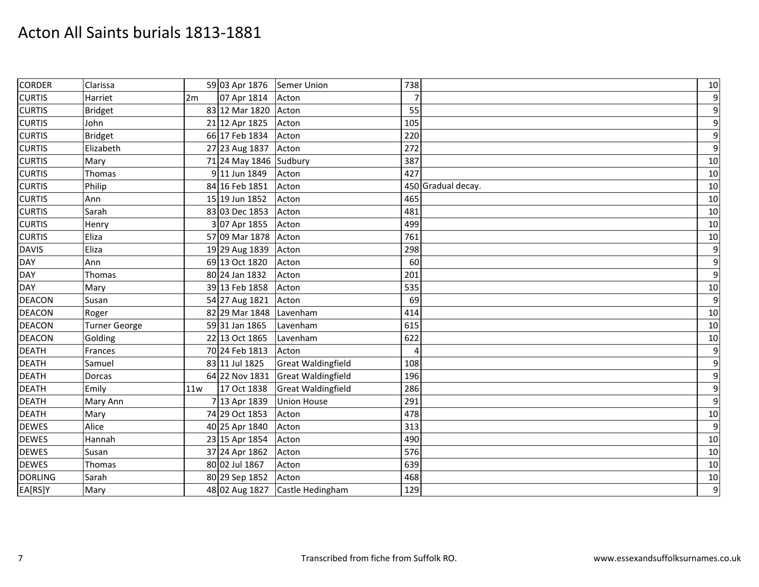# Acton All Saints burials 1813-1881

| | | | | | | | |
|---|---|---|---|---|---|---|---|
| CORDER | Clarissa | 59 | 03 Apr 1876 | Semer Union | 738 | | 10 |
| CURTIS | Harriet | 2m | 07 Apr 1814 | Acton | 7 | | 9 |
| CURTIS | Bridget | 83 | 12 Mar 1820 | Acton | 55 | | 9 |
| CURTIS | John | 21 | 12 Apr 1825 | Acton | 105 | | 9 |
| CURTIS | Bridget | 66 | 17 Feb 1834 | Acton | 220 | | 9 |
| CURTIS | Elizabeth | 27 | 23 Aug 1837 | Acton | 272 | | 9 |
| CURTIS | Mary | 71 | 24 May 1846 | Sudbury | 387 | | 10 |
| CURTIS | Thomas | 9 | 11 Jun 1849 | Acton | 427 | | 10 |
| CURTIS | Philip | 84 | 16 Feb 1851 | Acton | 450 | Gradual decay. | 10 |
| CURTIS | Ann | 15 | 19 Jun 1852 | Acton | 465 | | 10 |
| CURTIS | Sarah | 83 | 03 Dec 1853 | Acton | 481 | | 10 |
| CURTIS | Henry | 3 | 07 Apr 1855 | Acton | 499 | | 10 |
| CURTIS | Eliza | 57 | 09 Mar 1878 | Acton | 761 | | 10 |
| DAVIS | Eliza | 19 | 29 Aug 1839 | Acton | 298 | | 9 |
| DAY | Ann | 69 | 13 Oct 1820 | Acton | 60 | | 9 |
| DAY | Thomas | 80 | 24 Jan 1832 | Acton | 201 | | 9 |
| DAY | Mary | 39 | 13 Feb 1858 | Acton | 535 | | 10 |
| DEACON | Susan | 54 | 27 Aug 1821 | Acton | 69 | | 9 |
| DEACON | Roger | 82 | 29 Mar 1848 | Lavenham | 414 | | 10 |
| DEACON | Turner George | 59 | 31 Jan 1865 | Lavenham | 615 | | 10 |
| DEACON | Golding | 22 | 13 Oct 1865 | Lavenham | 622 | | 10 |
| DEATH | Frances | 70 | 24 Feb 1813 | Acton | 4 | | 9 |
| DEATH | Samuel | 83 | 11 Jul 1825 | Great Waldingfield | 108 | | 9 |
| DEATH | Dorcas | 64 | 22 Nov 1831 | Great Waldingfield | 196 | | 9 |
| DEATH | Emily | 11w | 17 Oct 1838 | Great Waldingfield | 286 | | 9 |
| DEATH | Mary Ann | 7 | 13 Apr 1839 | Union House | 291 | | 9 |
| DEATH | Mary | 74 | 29 Oct 1853 | Acton | 478 | | 10 |
| DEWES | Alice | 40 | 25 Apr 1840 | Acton | 313 | | 9 |
| DEWES | Hannah | 23 | 15 Apr 1854 | Acton | 490 | | 10 |
| DEWES | Susan | 37 | 24 Apr 1862 | Acton | 576 | | 10 |
| DEWES | Thomas | 80 | 02 Jul 1867 | Acton | 639 | | 10 |
| DORLING | Sarah | 80 | 29 Sep 1852 | Acton | 468 | | 10 |
| EA[RS]Y | Mary | 48 | 02 Aug 1827 | Castle Hedingham | 129 | | 9 |

Transcribed from fiche from Suffolk RO.

www.essexandsuffolksurnames.co.uk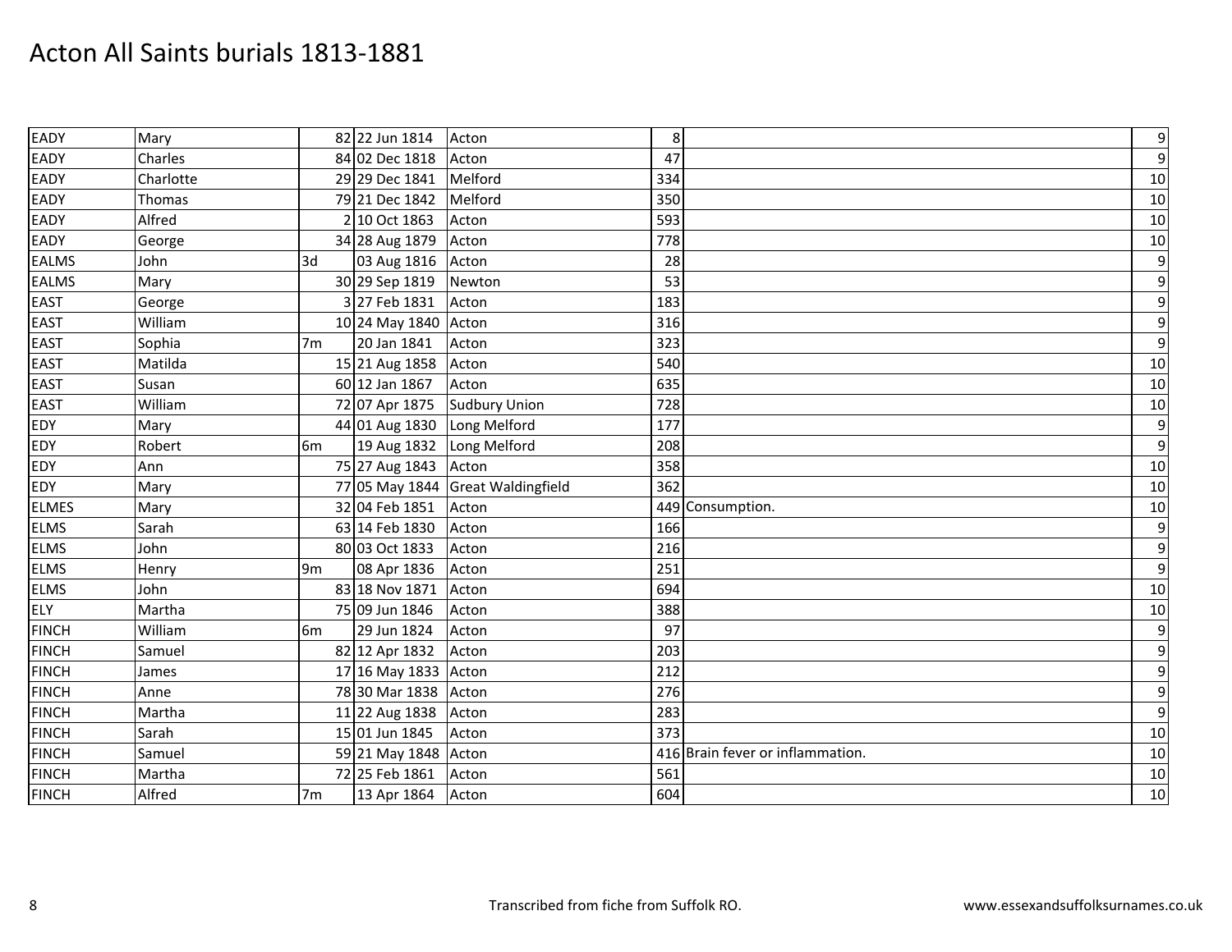# Acton All Saints burials 1813-1881

| | | | | | | | |
|---|---|---|---|---|---|---|---|
| EADY | Mary | 82 | 22 Jun 1814 | Acton | 8 | | 9 |
| EADY | Charles | 84 | 02 Dec 1818 | Acton | 47 | | 9 |
| EADY | Charlotte | 29 | 29 Dec 1841 | Melford | 334 | | 10 |
| EADY | Thomas | 79 | 21 Dec 1842 | Melford | 350 | | 10 |
| EADY | Alfred | 2 | 10 Oct 1863 | Acton | 593 | | 10 |
| EADY | George | 34 | 28 Aug 1879 | Acton | 778 | | 10 |
| EALMS | John | 3d | 03 Aug 1816 | Acton | 28 | | 9 |
| EALMS | Mary | 30 | 29 Sep 1819 | Newton | 53 | | 9 |
| EAST | George | 3 | 27 Feb 1831 | Acton | 183 | | 9 |
| EAST | William | 10 | 24 May 1840 | Acton | 316 | | 9 |
| EAST | Sophia | 7m | 20 Jan 1841 | Acton | 323 | | 9 |
| EAST | Matilda | 15 | 21 Aug 1858 | Acton | 540 | | 10 |
| EAST | Susan | 60 | 12 Jan 1867 | Acton | 635 | | 10 |
| EAST | William | 72 | 07 Apr 1875 | Sudbury Union | 728 | | 10 |
| EDY | Mary | 44 | 01 Aug 1830 | Long Melford | 177 | | 9 |
| EDY | Robert | 6m | 19 Aug 1832 | Long Melford | 208 | | 9 |
| EDY | Ann | 75 | 27 Aug 1843 | Acton | 358 | | 10 |
| EDY | Mary | 77 | 05 May 1844 | Great Waldingfield | 362 | | 10 |
| ELMES | Mary | 32 | 04 Feb 1851 | Acton | 449 | Consumption. | 10 |
| ELMS | Sarah | 63 | 14 Feb 1830 | Acton | 166 | | 9 |
| ELMS | John | 80 | 03 Oct 1833 | Acton | 216 | | 9 |
| ELMS | Henry | 9m | 08 Apr 1836 | Acton | 251 | | 9 |
| ELMS | John | 83 | 18 Nov 1871 | Acton | 694 | | 10 |
| ELY | Martha | 75 | 09 Jun 1846 | Acton | 388 | | 10 |
| FINCH | William | 6m | 29 Jun 1824 | Acton | 97 | | 9 |
| FINCH | Samuel | 82 | 12 Apr 1832 | Acton | 203 | | 9 |
| FINCH | James | 17 | 16 May 1833 | Acton | 212 | | 9 |
| FINCH | Anne | 78 | 30 Mar 1838 | Acton | 276 | | 9 |
| FINCH | Martha | 11 | 22 Aug 1838 | Acton | 283 | | 9 |
| FINCH | Sarah | 15 | 01 Jun 1845 | Acton | 373 | | 10 |
| FINCH | Samuel | 59 | 21 May 1848 | Acton | 416 | Brain fever or inflammation. | 10 |
| FINCH | Martha | 72 | 25 Feb 1861 | Acton | 561 | | 10 |
| FINCH | Alfred | 7m | 13 Apr 1864 | Acton | 604 | | 10 |

Transcribed from fiche from Suffolk RO. www.essexandsuffolksurnames.co.uk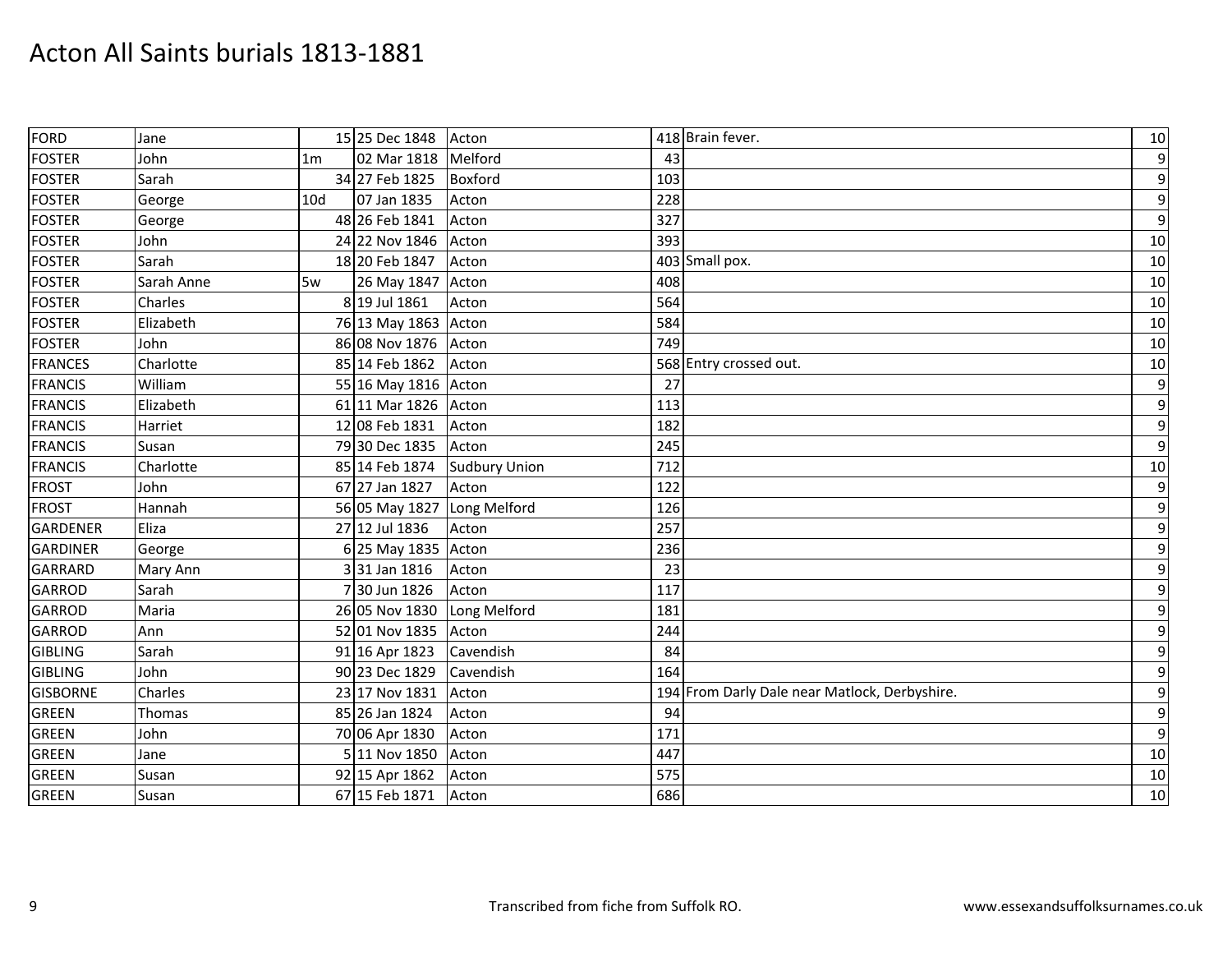# Acton All Saints burials 1813-1881

| | | | | | | | |
|---|---|---|---|---|---|---|---|
| FORD | Jane | 15 | 25 Dec 1848 | Acton | 418 | Brain fever. | 10 |
| FOSTER | John | 1m | 02 Mar 1818 | Melford | 43 | | 9 |
| FOSTER | Sarah | 34 | 27 Feb 1825 | Boxford | 103 | | 9 |
| FOSTER | George | 10d | 07 Jan 1835 | Acton | 228 | | 9 |
| FOSTER | George | 48 | 26 Feb 1841 | Acton | 327 | | 9 |
| FOSTER | John | 24 | 22 Nov 1846 | Acton | 393 | | 10 |
| FOSTER | Sarah | 18 | 20 Feb 1847 | Acton | 403 | Small pox. | 10 |
| FOSTER | Sarah Anne | 5w | 26 May 1847 | Acton | 408 | | 10 |
| FOSTER | Charles | 8 | 19 Jul 1861 | Acton | 564 | | 10 |
| FOSTER | Elizabeth | 76 | 13 May 1863 | Acton | 584 | | 10 |
| FOSTER | John | 86 | 08 Nov 1876 | Acton | 749 | | 10 |
| FRANCES | Charlotte | 85 | 14 Feb 1862 | Acton | 568 | Entry crossed out. | 10 |
| FRANCIS | William | 55 | 16 May 1816 | Acton | 27 | | 9 |
| FRANCIS | Elizabeth | 61 | 11 Mar 1826 | Acton | 113 | | 9 |
| FRANCIS | Harriet | 12 | 08 Feb 1831 | Acton | 182 | | 9 |
| FRANCIS | Susan | 79 | 30 Dec 1835 | Acton | 245 | | 9 |
| FRANCIS | Charlotte | 85 | 14 Feb 1874 | Sudbury Union | 712 | | 10 |
| FROST | John | 67 | 27 Jan 1827 | Acton | 122 | | 9 |
| FROST | Hannah | 56 | 05 May 1827 | Long Melford | 126 | | 9 |
| GARDENER | Eliza | 27 | 12 Jul 1836 | Acton | 257 | | 9 |
| GARDINER | George | 6 | 25 May 1835 | Acton | 236 | | 9 |
| GARRARD | Mary Ann | 3 | 31 Jan 1816 | Acton | 23 | | 9 |
| GARROD | Sarah | 7 | 30 Jun 1826 | Acton | 117 | | 9 |
| GARROD | Maria | 26 | 05 Nov 1830 | Long Melford | 181 | | 9 |
| GARROD | Ann | 52 | 01 Nov 1835 | Acton | 244 | | 9 |
| GIBLING | Sarah | 91 | 16 Apr 1823 | Cavendish | 84 | | 9 |
| GIBLING | John | 90 | 23 Dec 1829 | Cavendish | 164 | | 9 |
| GISBORNE | Charles | 23 | 17 Nov 1831 | Acton | 194 | From Darly Dale near Matlock, Derbyshire. | 9 |
| GREEN | Thomas | 85 | 26 Jan 1824 | Acton | 94 | | 9 |
| GREEN | John | 70 | 06 Apr 1830 | Acton | 171 | | 9 |
| GREEN | Jane | 5 | 11 Nov 1850 | Acton | 447 | | 10 |
| GREEN | Susan | 92 | 15 Apr 1862 | Acton | 575 | | 10 |
| GREEN | Susan | 67 | 15 Feb 1871 | Acton | 686 | | 10 |

Transcribed from fiche from Suffolk RO. www.essexandsuffolksurnames.co.uk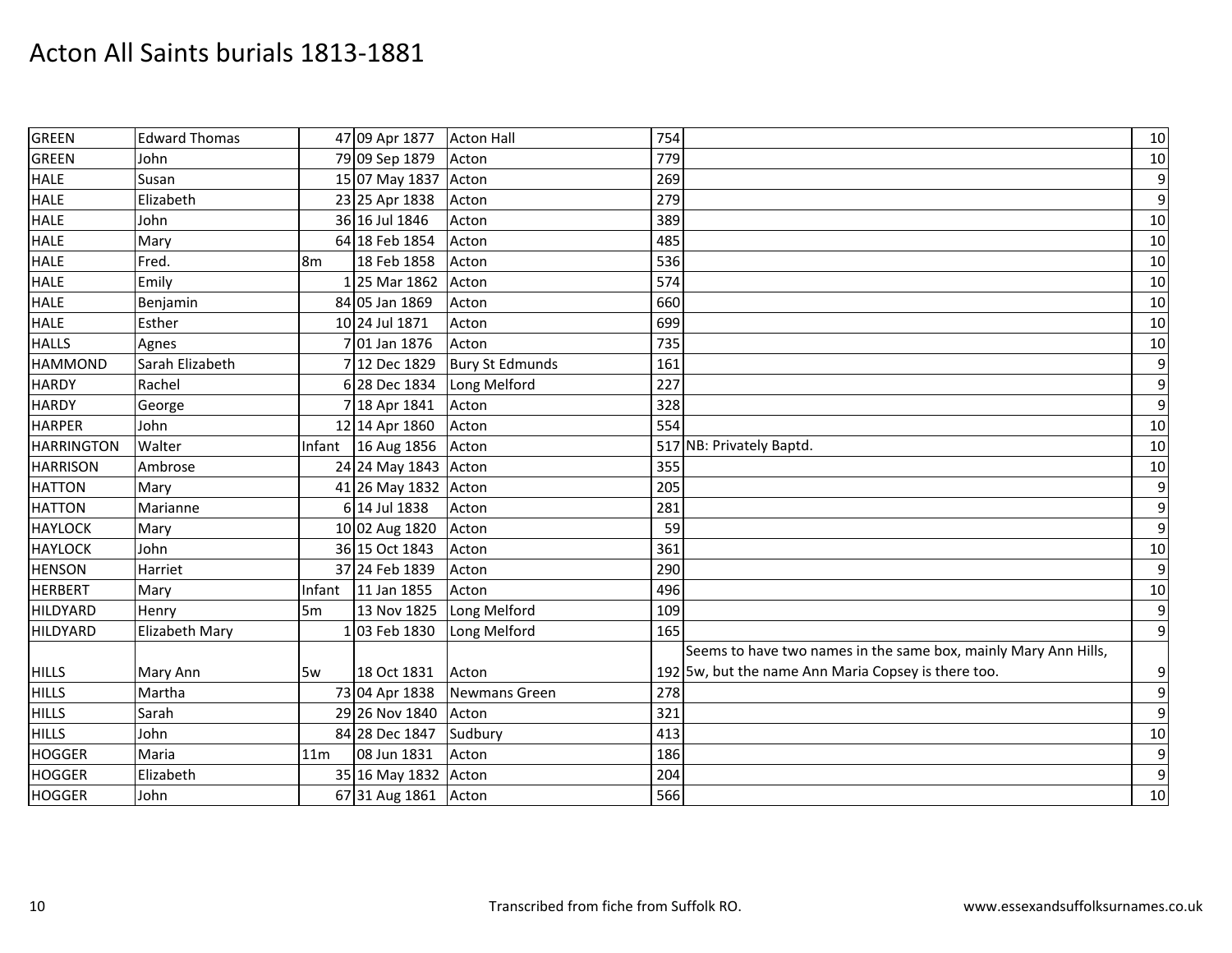# Acton All Saints burials 1813-1881

| | | | | | | | |
|---|---|---|---|---|---|---|---|
| GREEN | Edward Thomas | 47 | 09 Apr 1877 | Acton Hall | 754 | | 10 |
| GREEN | John | 79 | 09 Sep 1879 | Acton | 779 | | 10 |
| HALE | Susan | 15 | 07 May 1837 | Acton | 269 | | 9 |
| HALE | Elizabeth | 23 | 25 Apr 1838 | Acton | 279 | | 9 |
| HALE | John | 36 | 16 Jul 1846 | Acton | 389 | | 10 |
| HALE | Mary | 64 | 18 Feb 1854 | Acton | 485 | | 10 |
| HALE | Fred. | 8m | 18 Feb 1858 | Acton | 536 | | 10 |
| HALE | Emily | 1 | 25 Mar 1862 | Acton | 574 | | 10 |
| HALE | Benjamin | 84 | 05 Jan 1869 | Acton | 660 | | 10 |
| HALE | Esther | 10 | 24 Jul 1871 | Acton | 699 | | 10 |
| HALLS | Agnes | 7 | 01 Jan 1876 | Acton | 735 | | 10 |
| HAMMOND | Sarah Elizabeth | 7 | 12 Dec 1829 | Bury St Edmunds | 161 | | 9 |
| HARDY | Rachel | 6 | 28 Dec 1834 | Long Melford | 227 | | 9 |
| HARDY | George | 7 | 18 Apr 1841 | Acton | 328 | | 9 |
| HARPER | John | 12 | 14 Apr 1860 | Acton | 554 | | 10 |
| HARRINGTON | Walter | Infant | 16 Aug 1856 | Acton | 517 | NB: Privately Baptd. | 10 |
| HARRISON | Ambrose | 24 | 24 May 1843 | Acton | 355 | | 10 |
| HATTON | Mary | 41 | 26 May 1832 | Acton | 205 | | 9 |
| HATTON | Marianne | 6 | 14 Jul 1838 | Acton | 281 | | 9 |
| HAYLOCK | Mary | 10 | 02 Aug 1820 | Acton | 59 | | 9 |
| HAYLOCK | John | 36 | 15 Oct 1843 | Acton | 361 | | 10 |
| HENSON | Harriet | 37 | 24 Feb 1839 | Acton | 290 | | 9 |
| HERBERT | Mary | Infant | 11 Jan 1855 | Acton | 496 | | 10 |
| HILDYARD | Henry | 5m | 13 Nov 1825 | Long Melford | 109 | | 9 |
| HILDYARD | Elizabeth Mary | 1 | 03 Feb 1830 | Long Melford | 165 | | 9 |
| HILLS | Mary Ann | 5w | 18 Oct 1831 | Acton | 192 | Seems to have two names in the same box, mainly Mary Ann Hills, 5w, but the name Ann Maria Copsey is there too. | 9 |
| HILLS | Martha | 73 | 04 Apr 1838 | Newmans Green | 278 | | 9 |
| HILLS | Sarah | 29 | 26 Nov 1840 | Acton | 321 | | 9 |
| HILLS | John | 84 | 28 Dec 1847 | Sudbury | 413 | | 10 |
| HOGGER | Maria | 11m | 08 Jun 1831 | Acton | 186 | | 9 |
| HOGGER | Elizabeth | 35 | 16 May 1832 | Acton | 204 | | 9 |
| HOGGER | John | 67 | 31 Aug 1861 | Acton | 566 | | 10 |

Transcribed from fiche from Suffolk RO. www.essexandsuffolksurnames.co.uk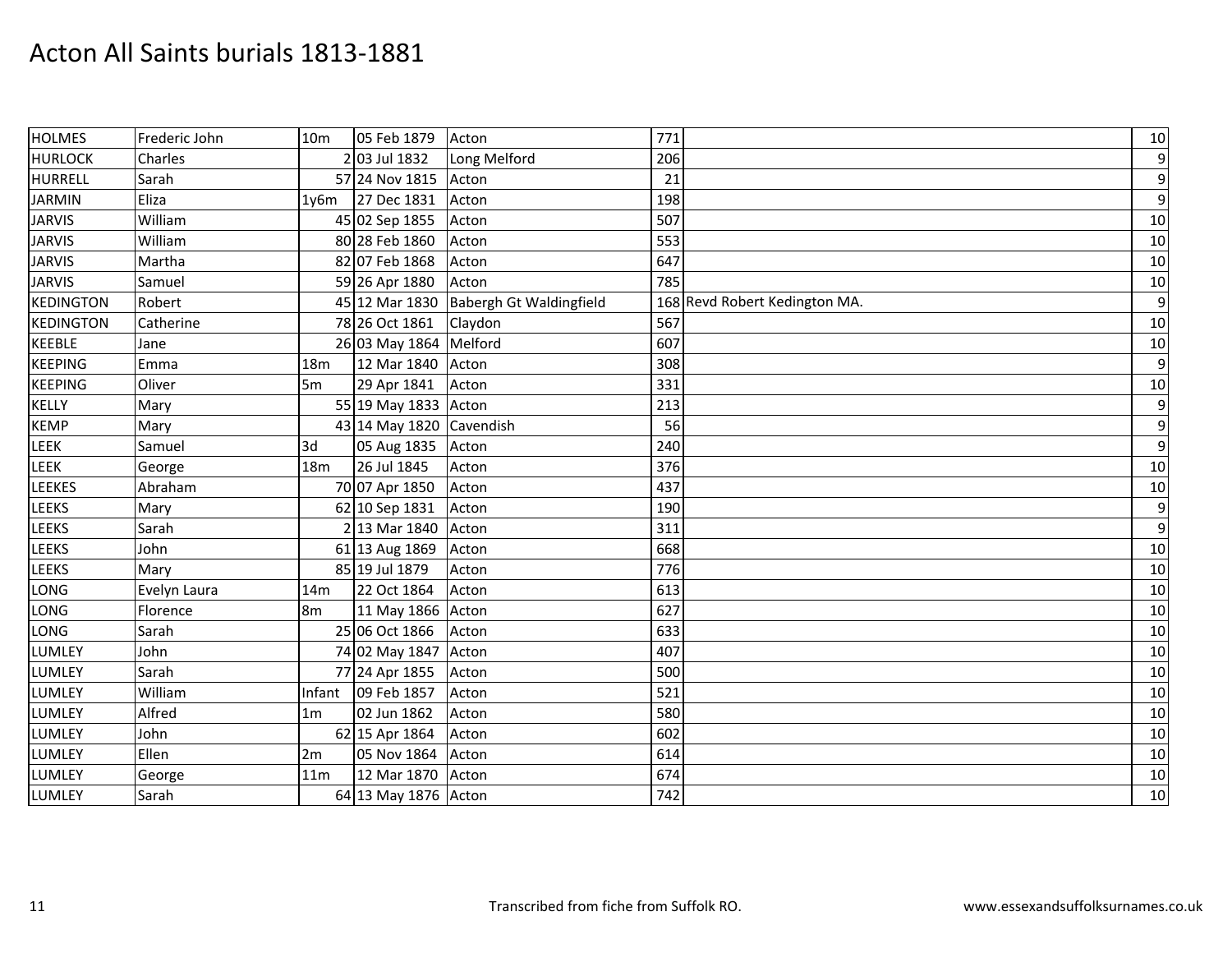# Acton All Saints burials 1813-1881

| | | | | | | | |
|---|---|---|---|---|---|---|---|
| HOLMES | Frederic John | 10m | 05 Feb 1879 | Acton | 771 | | 10 |
| HURLOCK | Charles | 2 | 03 Jul 1832 | Long Melford | 206 | | 9 |
| HURRELL | Sarah | 57 | 24 Nov 1815 | Acton | 21 | | 9 |
| JARMIN | Eliza | 1y6m | 27 Dec 1831 | Acton | 198 | | 9 |
| JARVIS | William | 45 | 02 Sep 1855 | Acton | 507 | | 10 |
| JARVIS | William | 80 | 28 Feb 1860 | Acton | 553 | | 10 |
| JARVIS | Martha | 82 | 07 Feb 1868 | Acton | 647 | | 10 |
| JARVIS | Samuel | 59 | 26 Apr 1880 | Acton | 785 | | 10 |
| KEDINGTON | Robert | 45 | 12 Mar 1830 | Babergh Gt Waldingfield | 168 | Revd Robert Kedington MA. | 9 |
| KEDINGTON | Catherine | 78 | 26 Oct 1861 | Claydon | 567 | | 10 |
| KEEBLE | Jane | 26 | 03 May 1864 | Melford | 607 | | 10 |
| KEEPING | Emma | 18m | 12 Mar 1840 | Acton | 308 | | 9 |
| KEEPING | Oliver | 5m | 29 Apr 1841 | Acton | 331 | | 10 |
| KELLY | Mary | 55 | 19 May 1833 | Acton | 213 | | 9 |
| KEMP | Mary | 43 | 14 May 1820 | Cavendish | 56 | | 9 |
| LEEK | Samuel | 3d | 05 Aug 1835 | Acton | 240 | | 9 |
| LEEK | George | 18m | 26 Jul 1845 | Acton | 376 | | 10 |
| LEEKES | Abraham | 70 | 07 Apr 1850 | Acton | 437 | | 10 |
| LEEKS | Mary | 62 | 10 Sep 1831 | Acton | 190 | | 9 |
| LEEKS | Sarah | 2 | 13 Mar 1840 | Acton | 311 | | 9 |
| LEEKS | John | 61 | 13 Aug 1869 | Acton | 668 | | 10 |
| LEEKS | Mary | 85 | 19 Jul 1879 | Acton | 776 | | 10 |
| LONG | Evelyn Laura | 14m | 22 Oct 1864 | Acton | 613 | | 10 |
| LONG | Florence | 8m | 11 May 1866 | Acton | 627 | | 10 |
| LONG | Sarah | 25 | 06 Oct 1866 | Acton | 633 | | 10 |
| LUMLEY | John | 74 | 02 May 1847 | Acton | 407 | | 10 |
| LUMLEY | Sarah | 77 | 24 Apr 1855 | Acton | 500 | | 10 |
| LUMLEY | William | Infant | 09 Feb 1857 | Acton | 521 | | 10 |
| LUMLEY | Alfred | 1m | 02 Jun 1862 | Acton | 580 | | 10 |
| LUMLEY | John | 62 | 15 Apr 1864 | Acton | 602 | | 10 |
| LUMLEY | Ellen | 2m | 05 Nov 1864 | Acton | 614 | | 10 |
| LUMLEY | George | 11m | 12 Mar 1870 | Acton | 674 | | 10 |
| LUMLEY | Sarah | 64 | 13 May 1876 | Acton | 742 | | 10 |

Transcribed from fiche from Suffolk RO. www.essexandsuffolksurnames.co.uk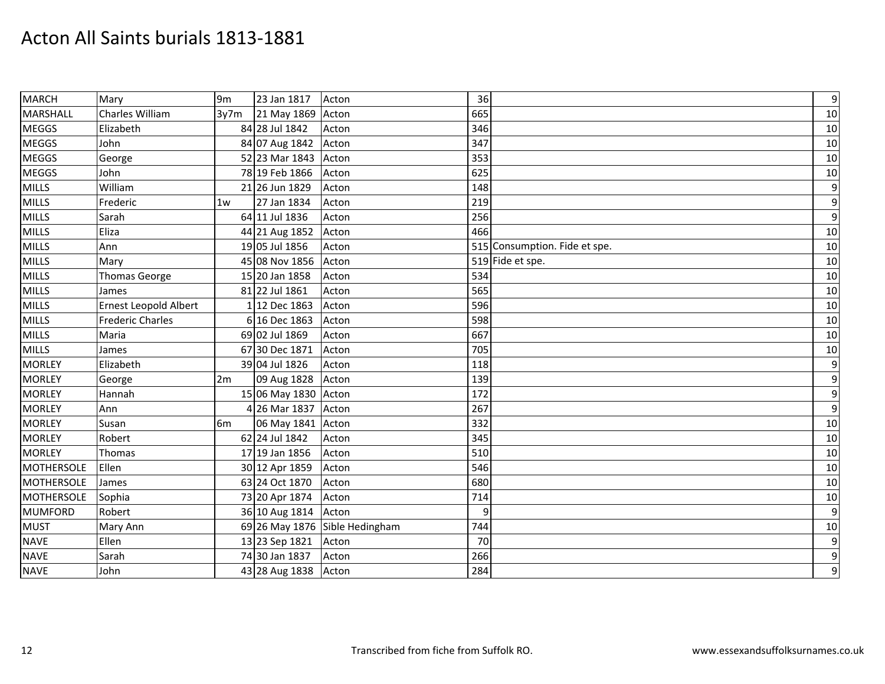# Acton All Saints burials 1813-1881

| | | | | | | | |
|---|---|---|---|---|---|---|---|
| MARCH | Mary | 9m | 23 Jan 1817 | Acton | 36 | | 9 |
| MARSHALL | Charles William | 3y7m | 21 May 1869 | Acton | 665 | | 10 |
| MEGGS | Elizabeth | 84 | 28 Jul 1842 | Acton | 346 | | 10 |
| MEGGS | John | 84 | 07 Aug 1842 | Acton | 347 | | 10 |
| MEGGS | George | 52 | 23 Mar 1843 | Acton | 353 | | 10 |
| MEGGS | John | 78 | 19 Feb 1866 | Acton | 625 | | 10 |
| MILLS | William | 21 | 26 Jun 1829 | Acton | 148 | | 9 |
| MILLS | Frederic | 1w | 27 Jan 1834 | Acton | 219 | | 9 |
| MILLS | Sarah | 64 | 11 Jul 1836 | Acton | 256 | | 9 |
| MILLS | Eliza | 44 | 21 Aug 1852 | Acton | 466 | | 10 |
| MILLS | Ann | 19 | 05 Jul 1856 | Acton | 515 | Consumption. Fide et spe. | 10 |
| MILLS | Mary | 45 | 08 Nov 1856 | Acton | 519 | Fide et spe. | 10 |
| MILLS | Thomas George | 15 | 20 Jan 1858 | Acton | 534 | | 10 |
| MILLS | James | 81 | 22 Jul 1861 | Acton | 565 | | 10 |
| MILLS | Ernest Leopold Albert | 1 | 12 Dec 1863 | Acton | 596 | | 10 |
| MILLS | Frederic Charles | 6 | 16 Dec 1863 | Acton | 598 | | 10 |
| MILLS | Maria | 69 | 02 Jul 1869 | Acton | 667 | | 10 |
| MILLS | James | 67 | 30 Dec 1871 | Acton | 705 | | 10 |
| MORLEY | Elizabeth | 39 | 04 Jul 1826 | Acton | 118 | | 9 |
| MORLEY | George | 2m | 09 Aug 1828 | Acton | 139 | | 9 |
| MORLEY | Hannah | 15 | 06 May 1830 | Acton | 172 | | 9 |
| MORLEY | Ann | 4 | 26 Mar 1837 | Acton | 267 | | 9 |
| MORLEY | Susan | 6m | 06 May 1841 | Acton | 332 | | 10 |
| MORLEY | Robert | 62 | 24 Jul 1842 | Acton | 345 | | 10 |
| MORLEY | Thomas | 17 | 19 Jan 1856 | Acton | 510 | | 10 |
| MOTHERSOLE | Ellen | 30 | 12 Apr 1859 | Acton | 546 | | 10 |
| MOTHERSOLE | James | 63 | 24 Oct 1870 | Acton | 680 | | 10 |
| MOTHERSOLE | Sophia | 73 | 20 Apr 1874 | Acton | 714 | | 10 |
| MUMFORD | Robert | 36 | 10 Aug 1814 | Acton | 9 | | 9 |
| MUST | Mary Ann | 69 | 26 May 1876 | Sible Hedingham | 744 | | 10 |
| NAVE | Ellen | 13 | 23 Sep 1821 | Acton | 70 | | 9 |
| NAVE | Sarah | 74 | 30 Jan 1837 | Acton | 266 | | 9 |
| NAVE | John | 43 | 28 Aug 1838 | Acton | 284 | | 9 |

Transcribed from fiche from Suffolk RO.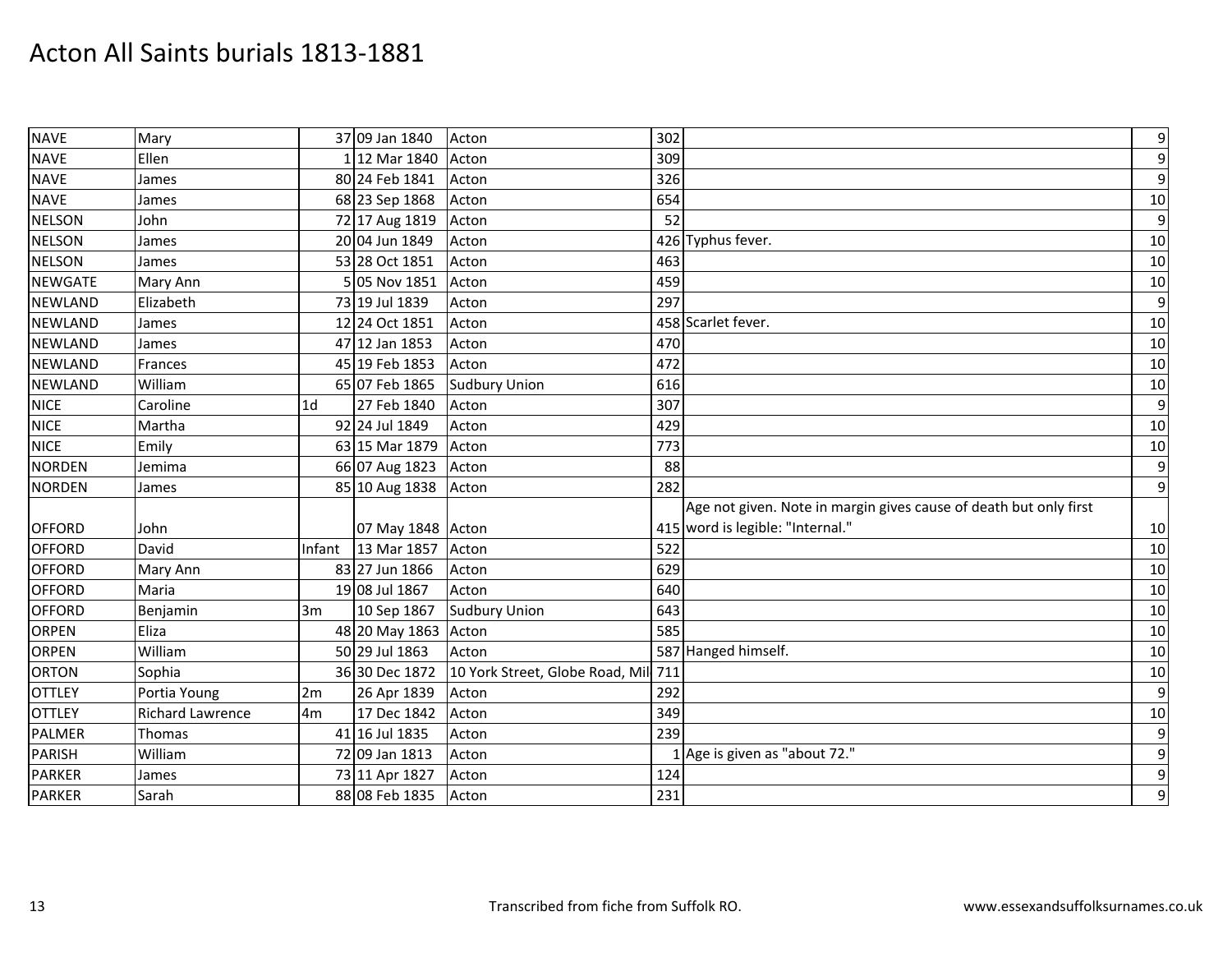# Acton All Saints burials 1813-1881

| | | | | | | | |
|---|---|---|---|---|---|---|---|
| NAVE | Mary | 37 | 09 Jan 1840 | Acton | 302 | | 9 |
| NAVE | Ellen | 1 | 12 Mar 1840 | Acton | 309 | | 9 |
| NAVE | James | 80 | 24 Feb 1841 | Acton | 326 | | 9 |
| NAVE | James | 68 | 23 Sep 1868 | Acton | 654 | | 10 |
| NELSON | John | 72 | 17 Aug 1819 | Acton | 52 | | 9 |
| NELSON | James | 20 | 04 Jun 1849 | Acton | 426 | Typhus fever. | 10 |
| NELSON | James | 53 | 28 Oct 1851 | Acton | 463 | | 10 |
| NEWGATE | Mary Ann | 5 | 05 Nov 1851 | Acton | 459 | | 10 |
| NEWLAND | Elizabeth | 73 | 19 Jul 1839 | Acton | 297 | | 9 |
| NEWLAND | James | 12 | 24 Oct 1851 | Acton | 458 | Scarlet fever. | 10 |
| NEWLAND | James | 47 | 12 Jan 1853 | Acton | 470 | | 10 |
| NEWLAND | Frances | 45 | 19 Feb 1853 | Acton | 472 | | 10 |
| NEWLAND | William | 65 | 07 Feb 1865 | Sudbury Union | 616 | | 10 |
| NICE | Caroline | 1d | 27 Feb 1840 | Acton | 307 | | 9 |
| NICE | Martha | 92 | 24 Jul 1849 | Acton | 429 | | 10 |
| NICE | Emily | 63 | 15 Mar 1879 | Acton | 773 | | 10 |
| NORDEN | Jemima | 66 | 07 Aug 1823 | Acton | 88 | | 9 |
| NORDEN | James | 85 | 10 Aug 1838 | Acton | 282 | | 9 |
| OFFORD | John | | 07 May 1848 | Acton | 415 | Age not given. Note in margin gives cause of death but only first word is legible: "Internal." | 10 |
| OFFORD | David | Infant | 13 Mar 1857 | Acton | 522 | | 10 |
| OFFORD | Mary Ann | 83 | 27 Jun 1866 | Acton | 629 | | 10 |
| OFFORD | Maria | 19 | 08 Jul 1867 | Acton | 640 | | 10 |
| OFFORD | Benjamin | 3m | 10 Sep 1867 | Sudbury Union | 643 | | 10 |
| ORPEN | Eliza | 48 | 20 May 1863 | Acton | 585 | | 10 |
| ORPEN | William | 50 | 29 Jul 1863 | Acton | 587 | Hanged himself. | 10 |
| ORTON | Sophia | 36 | 30 Dec 1872 | 10 York Street, Globe Road, Mil | 711 | | 10 |
| OTTLEY | Portia Young | 2m | 26 Apr 1839 | Acton | 292 | | 9 |
| OTTLEY | Richard Lawrence | 4m | 17 Dec 1842 | Acton | 349 | | 10 |
| PALMER | Thomas | 41 | 16 Jul 1835 | Acton | 239 | | 9 |
| PARISH | William | 72 | 09 Jan 1813 | Acton | 1 | Age is given as "about 72." | 9 |
| PARKER | James | 73 | 11 Apr 1827 | Acton | 124 | | 9 |
| PARKER | Sarah | 88 | 08 Feb 1835 | Acton | 231 | | 9 |

Transcribed from fiche from Suffolk RO. www.essexandsuffolksurnames.co.uk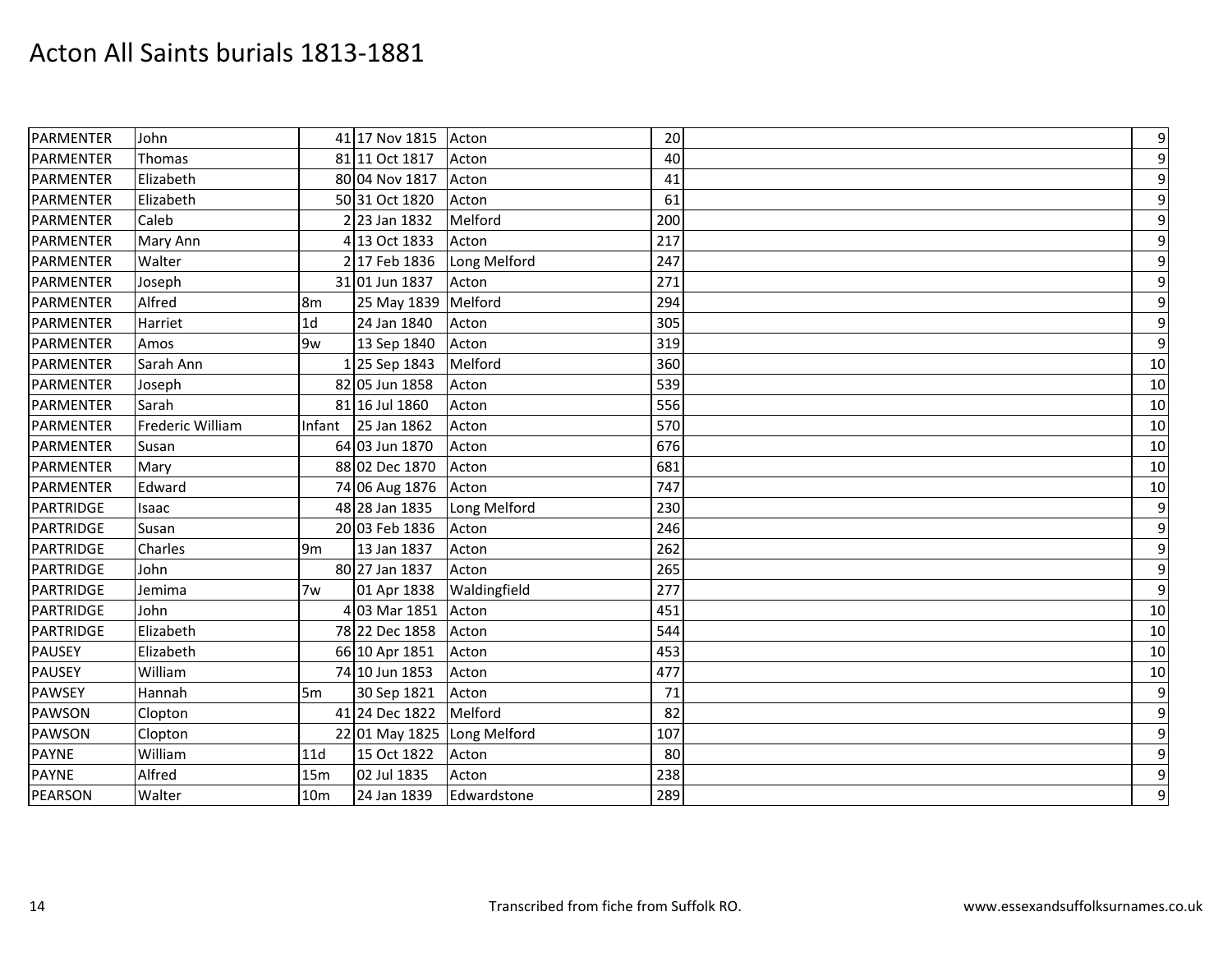# Acton All Saints burials 1813-1881

| | | | | | | | |
|---|---|---|---|---|---|---|---|
| PARMENTER | John | 41 | 17 Nov 1815 | Acton | 20 | | 9 |
| PARMENTER | Thomas | 81 | 11 Oct 1817 | Acton | 40 | | 9 |
| PARMENTER | Elizabeth | 80 | 04 Nov 1817 | Acton | 41 | | 9 |
| PARMENTER | Elizabeth | 50 | 31 Oct 1820 | Acton | 61 | | 9 |
| PARMENTER | Caleb | 2 | 23 Jan 1832 | Melford | 200 | | 9 |
| PARMENTER | Mary Ann | 4 | 13 Oct 1833 | Acton | 217 | | 9 |
| PARMENTER | Walter | 2 | 17 Feb 1836 | Long Melford | 247 | | 9 |
| PARMENTER | Joseph | 31 | 01 Jun 1837 | Acton | 271 | | 9 |
| PARMENTER | Alfred | 8m | 25 May 1839 | Melford | 294 | | 9 |
| PARMENTER | Harriet | 1d | 24 Jan 1840 | Acton | 305 | | 9 |
| PARMENTER | Amos | 9w | 13 Sep 1840 | Acton | 319 | | 9 |
| PARMENTER | Sarah Ann | 1 | 25 Sep 1843 | Melford | 360 | | 10 |
| PARMENTER | Joseph | 82 | 05 Jun 1858 | Acton | 539 | | 10 |
| PARMENTER | Sarah | 81 | 16 Jul 1860 | Acton | 556 | | 10 |
| PARMENTER | Frederic William | Infant | 25 Jan 1862 | Acton | 570 | | 10 |
| PARMENTER | Susan | 64 | 03 Jun 1870 | Acton | 676 | | 10 |
| PARMENTER | Mary | 88 | 02 Dec 1870 | Acton | 681 | | 10 |
| PARMENTER | Edward | 74 | 06 Aug 1876 | Acton | 747 | | 10 |
| PARTRIDGE | Isaac | 48 | 28 Jan 1835 | Long Melford | 230 | | 9 |
| PARTRIDGE | Susan | 20 | 03 Feb 1836 | Acton | 246 | | 9 |
| PARTRIDGE | Charles | 9m | 13 Jan 1837 | Acton | 262 | | 9 |
| PARTRIDGE | John | 80 | 27 Jan 1837 | Acton | 265 | | 9 |
| PARTRIDGE | Jemima | 7w | 01 Apr 1838 | Waldingfield | 277 | | 9 |
| PARTRIDGE | John | 4 | 03 Mar 1851 | Acton | 451 | | 10 |
| PARTRIDGE | Elizabeth | 78 | 22 Dec 1858 | Acton | 544 | | 10 |
| PAUSEY | Elizabeth | 66 | 10 Apr 1851 | Acton | 453 | | 10 |
| PAUSEY | William | 74 | 10 Jun 1853 | Acton | 477 | | 10 |
| PAWSEY | Hannah | 5m | 30 Sep 1821 | Acton | 71 | | 9 |
| PAWSON | Clopton | 41 | 24 Dec 1822 | Melford | 82 | | 9 |
| PAWSON | Clopton | 22 | 01 May 1825 | Long Melford | 107 | | 9 |
| PAYNE | William | 11d | 15 Oct 1822 | Acton | 80 | | 9 |
| PAYNE | Alfred | 15m | 02 Jul 1835 | Acton | 238 | | 9 |
| PEARSON | Walter | 10m | 24 Jan 1839 | Edwardstone | 289 | | 9 |

Transcribed from fiche from Suffolk RO. www.essexandsuffolksurnames.co.uk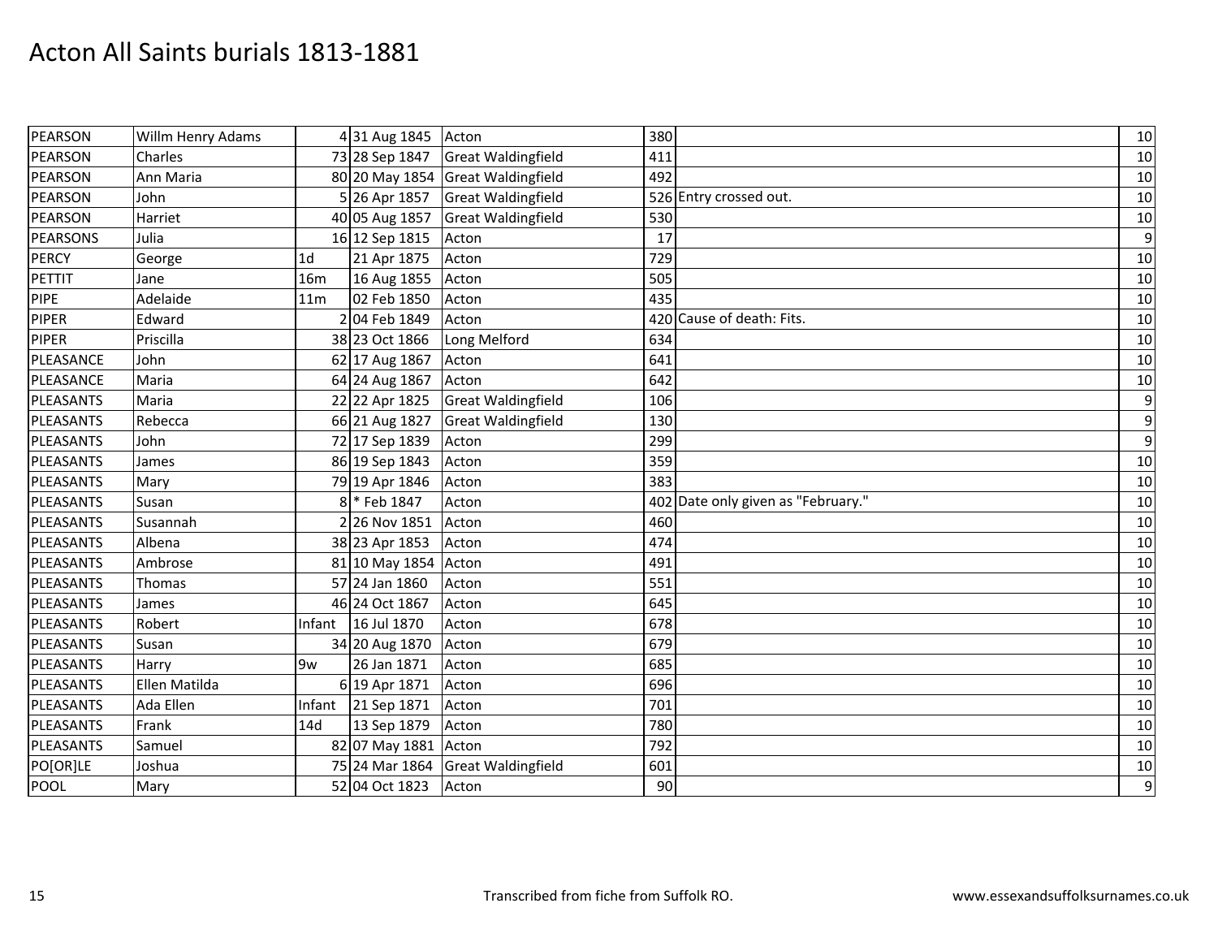# Acton All Saints burials 1813-1881

| | | | | | | | |
|---|---|---|---|---|---|---|---|
| PEARSON | Willm Henry Adams | 4 | 31 Aug 1845 | Acton | 380 | | 10 |
| PEARSON | Charles | 73 | 28 Sep 1847 | Great Waldingfield | 411 | | 10 |
| PEARSON | Ann Maria | 80 | 20 May 1854 | Great Waldingfield | 492 | | 10 |
| PEARSON | John | 5 | 26 Apr 1857 | Great Waldingfield | 526 | Entry crossed out. | 10 |
| PEARSON | Harriet | 40 | 05 Aug 1857 | Great Waldingfield | 530 | | 10 |
| PEARSONS | Julia | 16 | 12 Sep 1815 | Acton | 17 | | 9 |
| PERCY | George | 1d | 21 Apr 1875 | Acton | 729 | | 10 |
| PETTIT | Jane | 16m | 16 Aug 1855 | Acton | 505 | | 10 |
| PIPE | Adelaide | 11m | 02 Feb 1850 | Acton | 435 | | 10 |
| PIPER | Edward | 2 | 04 Feb 1849 | Acton | 420 | Cause of death: Fits. | 10 |
| PIPER | Priscilla | 38 | 23 Oct 1866 | Long Melford | 634 | | 10 |
| PLEASANCE | John | 62 | 17 Aug 1867 | Acton | 641 | | 10 |
| PLEASANCE | Maria | 64 | 24 Aug 1867 | Acton | 642 | | 10 |
| PLEASANTS | Maria | 22 | 22 Apr 1825 | Great Waldingfield | 106 | | 9 |
| PLEASANTS | Rebecca | 66 | 21 Aug 1827 | Great Waldingfield | 130 | | 9 |
| PLEASANTS | John | 72 | 17 Sep 1839 | Acton | 299 | | 9 |
| PLEASANTS | James | 86 | 19 Sep 1843 | Acton | 359 | | 10 |
| PLEASANTS | Mary | 79 | 19 Apr 1846 | Acton | 383 | | 10 |
| PLEASANTS | Susan | 8 | * Feb 1847 | Acton | 402 | Date only given as "February." | 10 |
| PLEASANTS | Susannah | 2 | 26 Nov 1851 | Acton | 460 | | 10 |
| PLEASANTS | Albena | 38 | 23 Apr 1853 | Acton | 474 | | 10 |
| PLEASANTS | Ambrose | 81 | 10 May 1854 | Acton | 491 | | 10 |
| PLEASANTS | Thomas | 57 | 24 Jan 1860 | Acton | 551 | | 10 |
| PLEASANTS | James | 46 | 24 Oct 1867 | Acton | 645 | | 10 |
| PLEASANTS | Robert | Infant | 16 Jul 1870 | Acton | 678 | | 10 |
| PLEASANTS | Susan | 34 | 20 Aug 1870 | Acton | 679 | | 10 |
| PLEASANTS | Harry | 9w | 26 Jan 1871 | Acton | 685 | | 10 |
| PLEASANTS | Ellen Matilda | 6 | 19 Apr 1871 | Acton | 696 | | 10 |
| PLEASANTS | Ada Ellen | Infant | 21 Sep 1871 | Acton | 701 | | 10 |
| PLEASANTS | Frank | 14d | 13 Sep 1879 | Acton | 780 | | 10 |
| PLEASANTS | Samuel | 82 | 07 May 1881 | Acton | 792 | | 10 |
| PO[OR]LE | Joshua | 75 | 24 Mar 1864 | Great Waldingfield | 601 | | 10 |
| POOL | Mary | 52 | 04 Oct 1823 | Acton | 90 | | 9 |

Transcribed from fiche from Suffolk RO. www.essexandsuffolksurnames.co.uk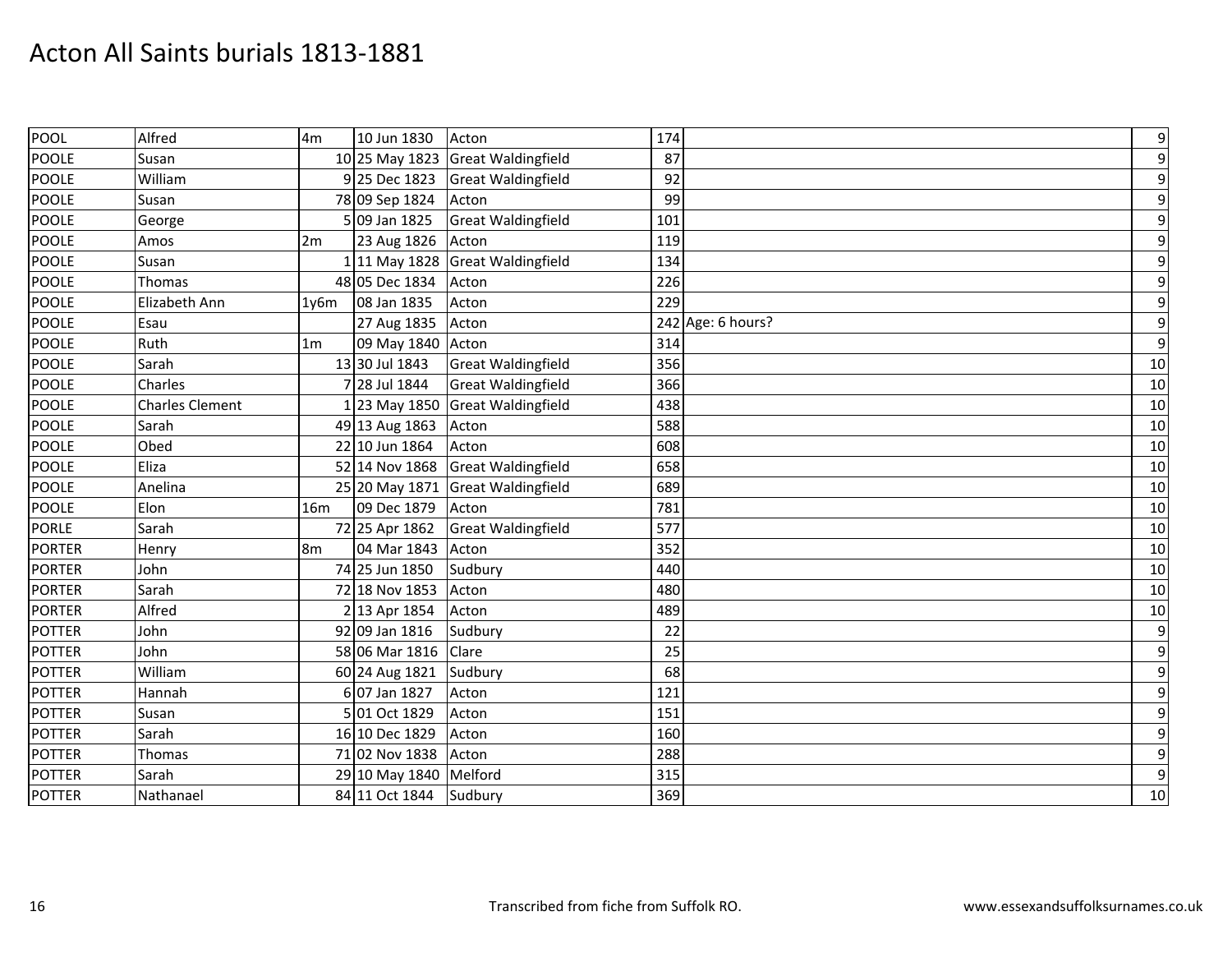# Acton All Saints burials 1813-1881

| | | | | | | | |
|---|---|---|---|---|---|---|---|
| POOL | Alfred | 4m | 10 Jun 1830 | Acton | 174 | | 9 |
| POOLE | Susan | 10 | 25 May 1823 | Great Waldingfield | 87 | | 9 |
| POOLE | William | 9 | 25 Dec 1823 | Great Waldingfield | 92 | | 9 |
| POOLE | Susan | 78 | 09 Sep 1824 | Acton | 99 | | 9 |
| POOLE | George | 5 | 09 Jan 1825 | Great Waldingfield | 101 | | 9 |
| POOLE | Amos | 2m | 23 Aug 1826 | Acton | 119 | | 9 |
| POOLE | Susan | 1 | 11 May 1828 | Great Waldingfield | 134 | | 9 |
| POOLE | Thomas | 48 | 05 Dec 1834 | Acton | 226 | | 9 |
| POOLE | Elizabeth Ann | 1y6m | 08 Jan 1835 | Acton | 229 | | 9 |
| POOLE | Esau | | 27 Aug 1835 | Acton | 242 | Age: 6 hours? | 9 |
| POOLE | Ruth | 1m | 09 May 1840 | Acton | 314 | | 9 |
| POOLE | Sarah | 13 | 30 Jul 1843 | Great Waldingfield | 356 | | 10 |
| POOLE | Charles | 7 | 28 Jul 1844 | Great Waldingfield | 366 | | 10 |
| POOLE | Charles Clement | 1 | 23 May 1850 | Great Waldingfield | 438 | | 10 |
| POOLE | Sarah | 49 | 13 Aug 1863 | Acton | 588 | | 10 |
| POOLE | Obed | 22 | 10 Jun 1864 | Acton | 608 | | 10 |
| POOLE | Eliza | 52 | 14 Nov 1868 | Great Waldingfield | 658 | | 10 |
| POOLE | Anelina | 25 | 20 May 1871 | Great Waldingfield | 689 | | 10 |
| POOLE | Elon | 16m | 09 Dec 1879 | Acton | 781 | | 10 |
| PORLE | Sarah | 72 | 25 Apr 1862 | Great Waldingfield | 577 | | 10 |
| PORTER | Henry | 8m | 04 Mar 1843 | Acton | 352 | | 10 |
| PORTER | John | 74 | 25 Jun 1850 | Sudbury | 440 | | 10 |
| PORTER | Sarah | 72 | 18 Nov 1853 | Acton | 480 | | 10 |
| PORTER | Alfred | 2 | 13 Apr 1854 | Acton | 489 | | 10 |
| POTTER | John | 92 | 09 Jan 1816 | Sudbury | 22 | | 9 |
| POTTER | John | 58 | 06 Mar 1816 | Clare | 25 | | 9 |
| POTTER | William | 60 | 24 Aug 1821 | Sudbury | 68 | | 9 |
| POTTER | Hannah | 6 | 07 Jan 1827 | Acton | 121 | | 9 |
| POTTER | Susan | 5 | 01 Oct 1829 | Acton | 151 | | 9 |
| POTTER | Sarah | 16 | 10 Dec 1829 | Acton | 160 | | 9 |
| POTTER | Thomas | 71 | 02 Nov 1838 | Acton | 288 | | 9 |
| POTTER | Sarah | 29 | 10 May 1840 | Melford | 315 | | 9 |
| POTTER | Nathanael | 84 | 11 Oct 1844 | Sudbury | 369 | | 10 |

Transcribed from fiche from Suffolk RO.

www.essexandsuffolksurnames.co.uk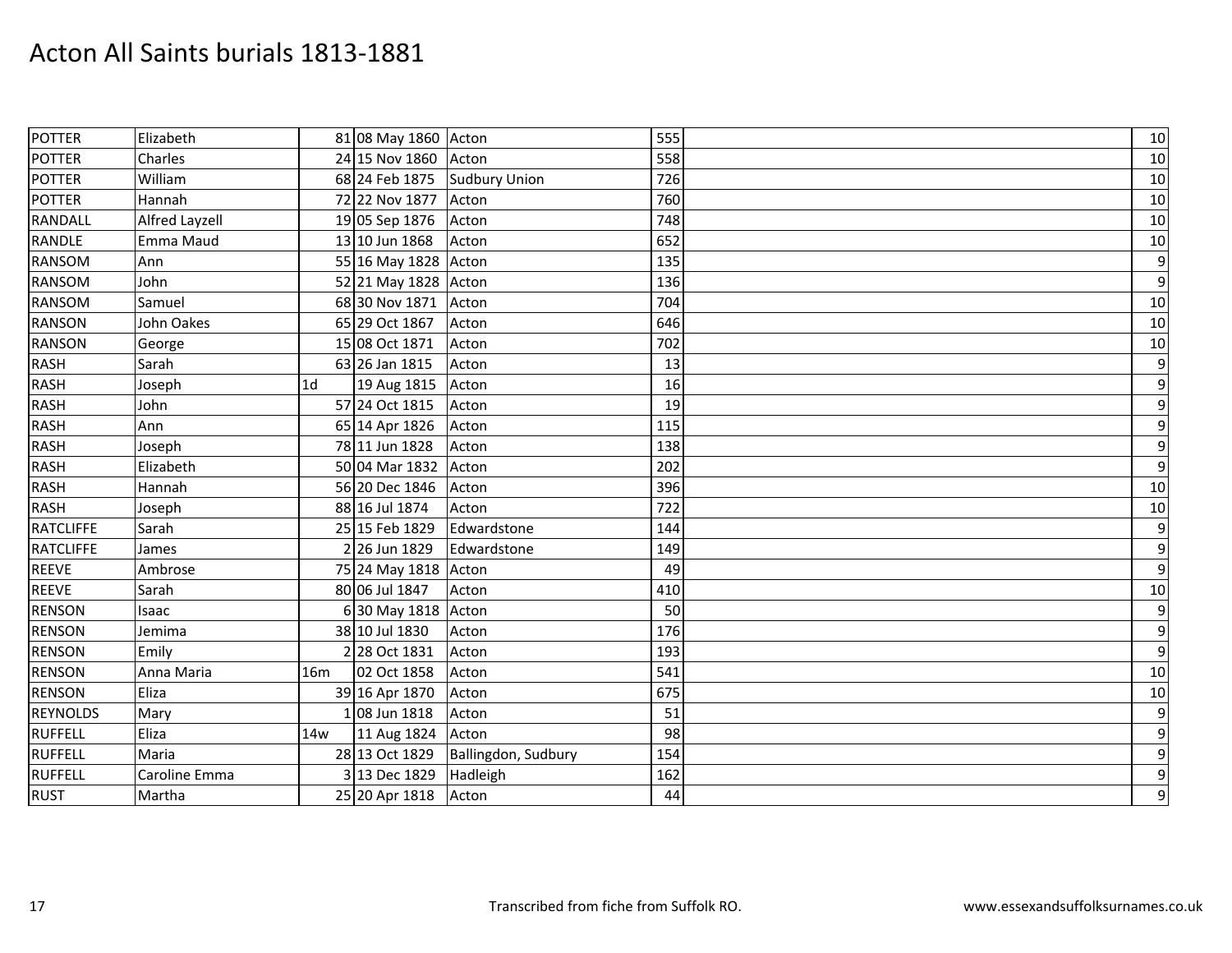# Acton All Saints burials 1813-1881

| | | | | | | | |
|---|---|---|---|---|---|---|---|
| POTTER | Elizabeth | 81 | 08 May 1860 | Acton | 555 | | 10 |
| POTTER | Charles | 24 | 15 Nov 1860 | Acton | 558 | | 10 |
| POTTER | William | 68 | 24 Feb 1875 | Sudbury Union | 726 | | 10 |
| POTTER | Hannah | 72 | 22 Nov 1877 | Acton | 760 | | 10 |
| RANDALL | Alfred Layzell | 19 | 05 Sep 1876 | Acton | 748 | | 10 |
| RANDLE | Emma Maud | 13 | 10 Jun 1868 | Acton | 652 | | 10 |
| RANSOM | Ann | 55 | 16 May 1828 | Acton | 135 | | 9 |
| RANSOM | John | 52 | 21 May 1828 | Acton | 136 | | 9 |
| RANSOM | Samuel | 68 | 30 Nov 1871 | Acton | 704 | | 10 |
| RANSON | John Oakes | 65 | 29 Oct 1867 | Acton | 646 | | 10 |
| RANSON | George | 15 | 08 Oct 1871 | Acton | 702 | | 10 |
| RASH | Sarah | 63 | 26 Jan 1815 | Acton | 13 | | 9 |
| RASH | Joseph | 1d | 19 Aug 1815 | Acton | 16 | | 9 |
| RASH | John | 57 | 24 Oct 1815 | Acton | 19 | | 9 |
| RASH | Ann | 65 | 14 Apr 1826 | Acton | 115 | | 9 |
| RASH | Joseph | 78 | 11 Jun 1828 | Acton | 138 | | 9 |
| RASH | Elizabeth | 50 | 04 Mar 1832 | Acton | 202 | | 9 |
| RASH | Hannah | 56 | 20 Dec 1846 | Acton | 396 | | 10 |
| RASH | Joseph | 88 | 16 Jul 1874 | Acton | 722 | | 10 |
| RATCLIFFE | Sarah | 25 | 15 Feb 1829 | Edwardstone | 144 | | 9 |
| RATCLIFFE | James | 2 | 26 Jun 1829 | Edwardstone | 149 | | 9 |
| REEVE | Ambrose | 75 | 24 May 1818 | Acton | 49 | | 9 |
| REEVE | Sarah | 80 | 06 Jul 1847 | Acton | 410 | | 10 |
| RENSON | Isaac | 6 | 30 May 1818 | Acton | 50 | | 9 |
| RENSON | Jemima | 38 | 10 Jul 1830 | Acton | 176 | | 9 |
| RENSON | Emily | 2 | 28 Oct 1831 | Acton | 193 | | 9 |
| RENSON | Anna Maria | 16m | 02 Oct 1858 | Acton | 541 | | 10 |
| RENSON | Eliza | 39 | 16 Apr 1870 | Acton | 675 | | 10 |
| REYNOLDS | Mary | 1 | 08 Jun 1818 | Acton | 51 | | 9 |
| RUFFELL | Eliza | 14w | 11 Aug 1824 | Acton | 98 | | 9 |
| RUFFELL | Maria | 28 | 13 Oct 1829 | Ballingdon, Sudbury | 154 | | 9 |
| RUFFELL | Caroline Emma | 3 | 13 Dec 1829 | Hadleigh | 162 | | 9 |
| RUST | Martha | 25 | 20 Apr 1818 | Acton | 44 | | 9 |

Transcribed from fiche from Suffolk RO.

www.essexandsuffolksurnames.co.uk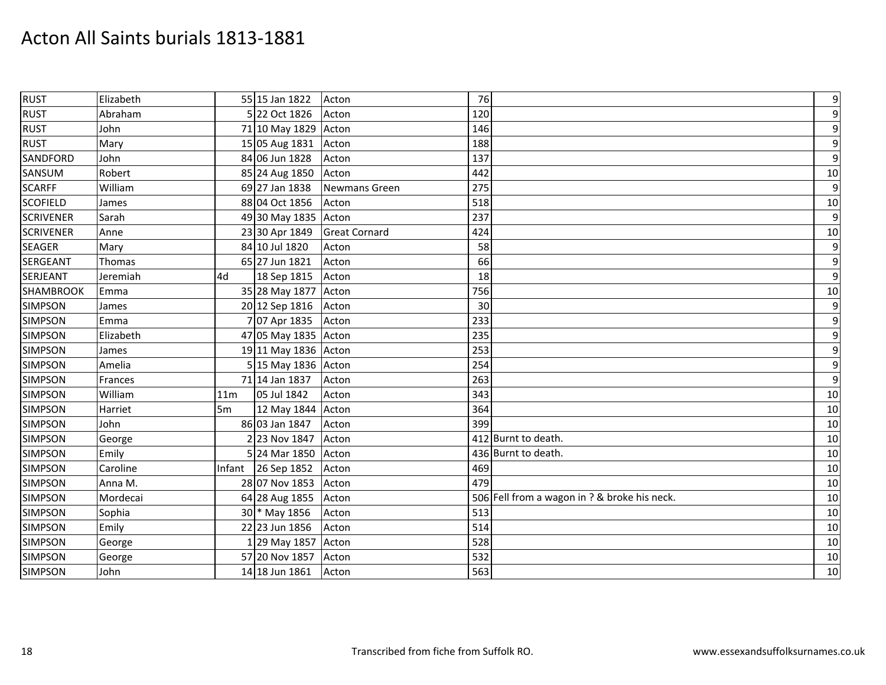# Acton All Saints burials 1813-1881

| | | | | | | | |
|---|---|---|---|---|---|---|---|
| RUST | Elizabeth | 55 | 15 Jan 1822 | Acton | 76 | | 9 |
| RUST | Abraham | 5 | 22 Oct 1826 | Acton | 120 | | 9 |
| RUST | John | 71 | 10 May 1829 | Acton | 146 | | 9 |
| RUST | Mary | 15 | 05 Aug 1831 | Acton | 188 | | 9 |
| SANDFORD | John | 84 | 06 Jun 1828 | Acton | 137 | | 9 |
| SANSUM | Robert | 85 | 24 Aug 1850 | Acton | 442 | | 10 |
| SCARFF | William | 69 | 27 Jan 1838 | Newmans Green | 275 | | 9 |
| SCOFIELD | James | 88 | 04 Oct 1856 | Acton | 518 | | 10 |
| SCRIVENER | Sarah | 49 | 30 May 1835 | Acton | 237 | | 9 |
| SCRIVENER | Anne | 23 | 30 Apr 1849 | Great Cornard | 424 | | 10 |
| SEAGER | Mary | 84 | 10 Jul 1820 | Acton | 58 | | 9 |
| SERGEANT | Thomas | 65 | 27 Jun 1821 | Acton | 66 | | 9 |
| SERJEANT | Jeremiah | 4d | 18 Sep 1815 | Acton | 18 | | 9 |
| SHAMBROOK | Emma | 35 | 28 May 1877 | Acton | 756 | | 10 |
| SIMPSON | James | 20 | 12 Sep 1816 | Acton | 30 | | 9 |
| SIMPSON | Emma | 7 | 07 Apr 1835 | Acton | 233 | | 9 |
| SIMPSON | Elizabeth | 47 | 05 May 1835 | Acton | 235 | | 9 |
| SIMPSON | James | 19 | 11 May 1836 | Acton | 253 | | 9 |
| SIMPSON | Amelia | 5 | 15 May 1836 | Acton | 254 | | 9 |
| SIMPSON | Frances | 71 | 14 Jan 1837 | Acton | 263 | | 9 |
| SIMPSON | William | 11m | 05 Jul 1842 | Acton | 343 | | 10 |
| SIMPSON | Harriet | 5m | 12 May 1844 | Acton | 364 | | 10 |
| SIMPSON | John | 86 | 03 Jan 1847 | Acton | 399 | | 10 |
| SIMPSON | George | 2 | 23 Nov 1847 | Acton | 412 | Burnt to death. | 10 |
| SIMPSON | Emily | 5 | 24 Mar 1850 | Acton | 436 | Burnt to death. | 10 |
| SIMPSON | Caroline | Infant | 26 Sep 1852 | Acton | 469 | | 10 |
| SIMPSON | Anna M. | 28 | 07 Nov 1853 | Acton | 479 | | 10 |
| SIMPSON | Mordecai | 64 | 28 Aug 1855 | Acton | 506 | Fell from a wagon in ? & broke his neck. | 10 |
| SIMPSON | Sophia | 30 | * May 1856 | Acton | 513 | | 10 |
| SIMPSON | Emily | 22 | 23 Jun 1856 | Acton | 514 | | 10 |
| SIMPSON | George | 1 | 29 May 1857 | Acton | 528 | | 10 |
| SIMPSON | George | 57 | 20 Nov 1857 | Acton | 532 | | 10 |
| SIMPSON | John | 14 | 18 Jun 1861 | Acton | 563 | | 10 |

Transcribed from fiche from Suffolk RO.

www.essexandsuffolksurnames.co.uk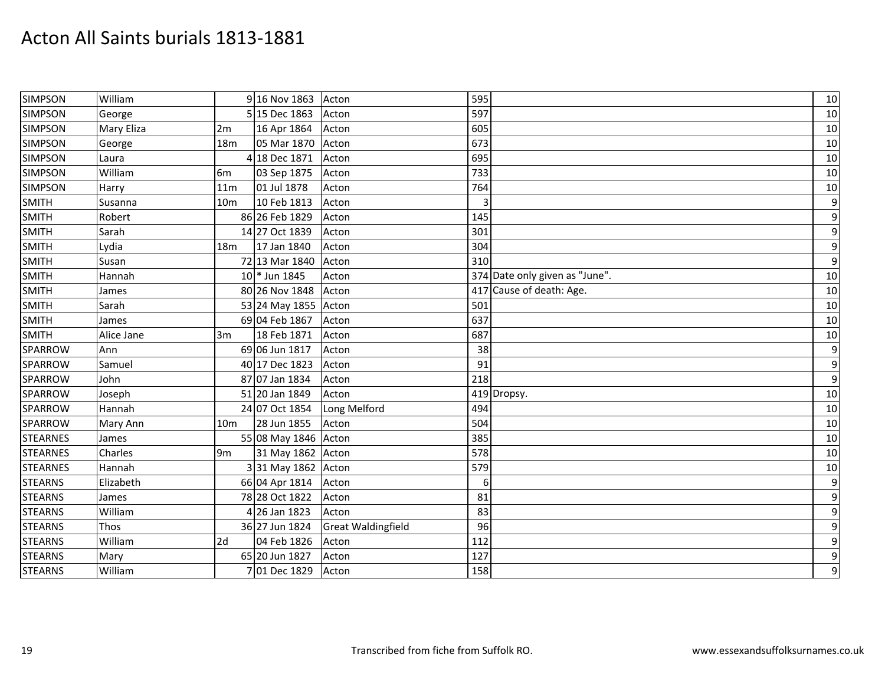# Acton All Saints burials 1813-1881

| | | | | | | | |
|---|---|---|---|---|---|---|---|
| SIMPSON | William | 9 | 16 Nov 1863 | Acton | 595 | | 10 |
| SIMPSON | George | 5 | 15 Dec 1863 | Acton | 597 | | 10 |
| SIMPSON | Mary Eliza | 2m | 16 Apr 1864 | Acton | 605 | | 10 |
| SIMPSON | George | 18m | 05 Mar 1870 | Acton | 673 | | 10 |
| SIMPSON | Laura | 4 | 18 Dec 1871 | Acton | 695 | | 10 |
| SIMPSON | William | 6m | 03 Sep 1875 | Acton | 733 | | 10 |
| SIMPSON | Harry | 11m | 01 Jul 1878 | Acton | 764 | | 10 |
| SMITH | Susanna | 10m | 10 Feb 1813 | Acton | 3 | | 9 |
| SMITH | Robert | 86 | 26 Feb 1829 | Acton | 145 | | 9 |
| SMITH | Sarah | 14 | 27 Oct 1839 | Acton | 301 | | 9 |
| SMITH | Lydia | 18m | 17 Jan 1840 | Acton | 304 | | 9 |
| SMITH | Susan | 72 | 13 Mar 1840 | Acton | 310 | | 9 |
| SMITH | Hannah | 10 | * Jun 1845 | Acton | 374 | Date only given as "June". | 10 |
| SMITH | James | 80 | 26 Nov 1848 | Acton | 417 | Cause of death: Age. | 10 |
| SMITH | Sarah | 53 | 24 May 1855 | Acton | 501 | | 10 |
| SMITH | James | 69 | 04 Feb 1867 | Acton | 637 | | 10 |
| SMITH | Alice Jane | 3m | 18 Feb 1871 | Acton | 687 | | 10 |
| SPARROW | Ann | 69 | 06 Jun 1817 | Acton | 38 | | 9 |
| SPARROW | Samuel | 40 | 17 Dec 1823 | Acton | 91 | | 9 |
| SPARROW | John | 87 | 07 Jan 1834 | Acton | 218 | | 9 |
| SPARROW | Joseph | 51 | 20 Jan 1849 | Acton | 419 | Dropsy. | 10 |
| SPARROW | Hannah | 24 | 07 Oct 1854 | Long Melford | 494 | | 10 |
| SPARROW | Mary Ann | 10m | 28 Jun 1855 | Acton | 504 | | 10 |
| STEARNES | James | 55 | 08 May 1846 | Acton | 385 | | 10 |
| STEARNES | Charles | 9m | 31 May 1862 | Acton | 578 | | 10 |
| STEARNES | Hannah | 3 | 31 May 1862 | Acton | 579 | | 10 |
| STEARNS | Elizabeth | 66 | 04 Apr 1814 | Acton | 6 | | 9 |
| STEARNS | James | 78 | 28 Oct 1822 | Acton | 81 | | 9 |
| STEARNS | William | 4 | 26 Jan 1823 | Acton | 83 | | 9 |
| STEARNS | Thos | 36 | 27 Jun 1824 | Great Waldingfield | 96 | | 9 |
| STEARNS | William | 2d | 04 Feb 1826 | Acton | 112 | | 9 |
| STEARNS | Mary | 65 | 20 Jun 1827 | Acton | 127 | | 9 |
| STEARNS | William | 7 | 01 Dec 1829 | Acton | 158 | | 9 |

Transcribed from fiche from Suffolk RO. www.essexandsuffolksurnames.co.uk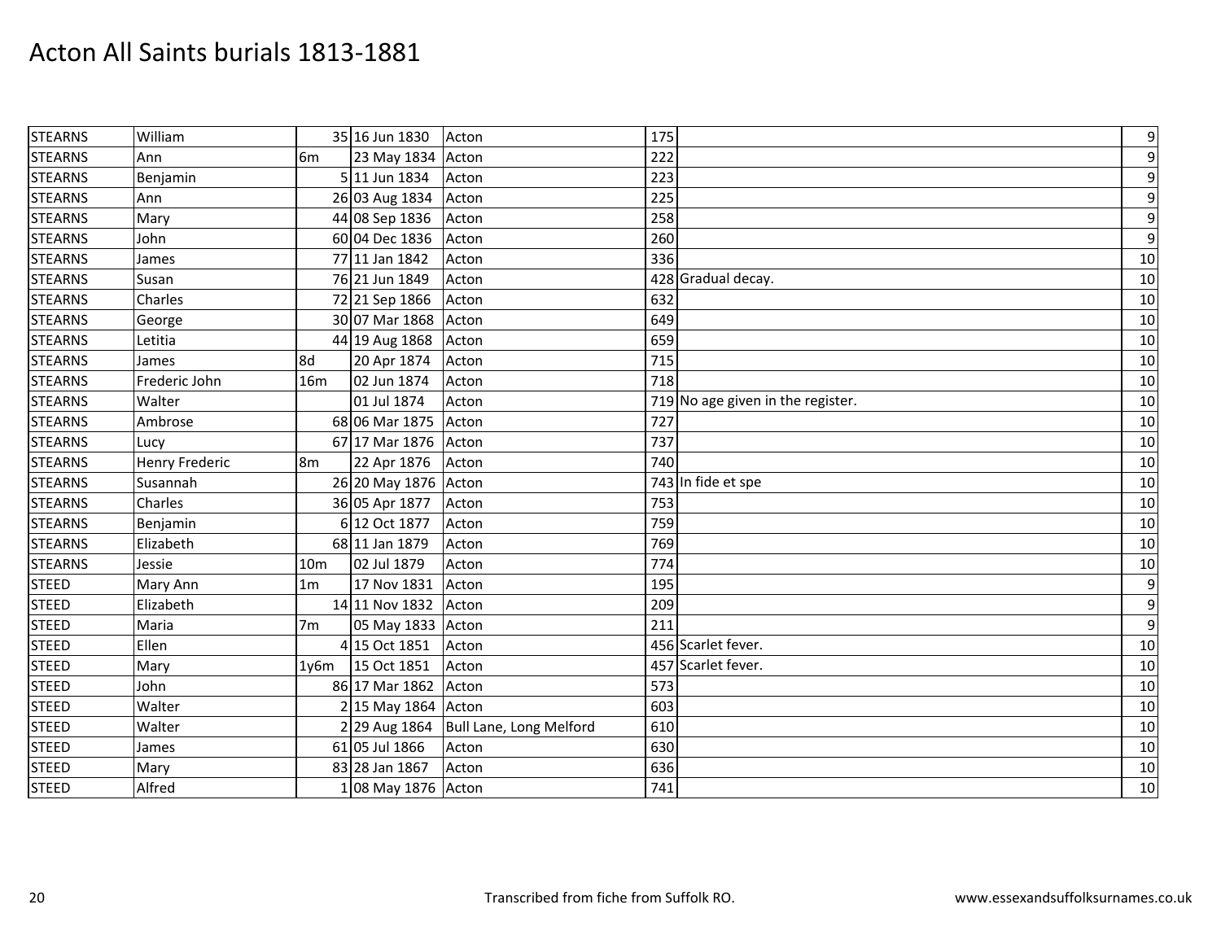# Acton All Saints burials 1813-1881

| | | | | | | | |
|---|---|---|---|---|---|---|---|
| STEARNS | William | 35 | 16 Jun 1830 | Acton | 175 | | 9 |
| STEARNS | Ann | 6m | 23 May 1834 | Acton | 222 | | 9 |
| STEARNS | Benjamin | 5 | 11 Jun 1834 | Acton | 223 | | 9 |
| STEARNS | Ann | 26 | 03 Aug 1834 | Acton | 225 | | 9 |
| STEARNS | Mary | 44 | 08 Sep 1836 | Acton | 258 | | 9 |
| STEARNS | John | 60 | 04 Dec 1836 | Acton | 260 | | 9 |
| STEARNS | James | 77 | 11 Jan 1842 | Acton | 336 | | 10 |
| STEARNS | Susan | 76 | 21 Jun 1849 | Acton | 428 | Gradual decay. | 10 |
| STEARNS | Charles | 72 | 21 Sep 1866 | Acton | 632 | | 10 |
| STEARNS | George | 30 | 07 Mar 1868 | Acton | 649 | | 10 |
| STEARNS | Letitia | 44 | 19 Aug 1868 | Acton | 659 | | 10 |
| STEARNS | James | 8d | 20 Apr 1874 | Acton | 715 | | 10 |
| STEARNS | Frederic John | 16m | 02 Jun 1874 | Acton | 718 | | 10 |
| STEARNS | Walter | | 01 Jul 1874 | Acton | 719 | No age given in the register. | 10 |
| STEARNS | Ambrose | 68 | 06 Mar 1875 | Acton | 727 | | 10 |
| STEARNS | Lucy | 67 | 17 Mar 1876 | Acton | 737 | | 10 |
| STEARNS | Henry Frederic | 8m | 22 Apr 1876 | Acton | 740 | | 10 |
| STEARNS | Susannah | 26 | 20 May 1876 | Acton | 743 | In fide et spe | 10 |
| STEARNS | Charles | 36 | 05 Apr 1877 | Acton | 753 | | 10 |
| STEARNS | Benjamin | 6 | 12 Oct 1877 | Acton | 759 | | 10 |
| STEARNS | Elizabeth | 68 | 11 Jan 1879 | Acton | 769 | | 10 |
| STEARNS | Jessie | 10m | 02 Jul 1879 | Acton | 774 | | 10 |
| STEED | Mary Ann | 1m | 17 Nov 1831 | Acton | 195 | | 9 |
| STEED | Elizabeth | 14 | 11 Nov 1832 | Acton | 209 | | 9 |
| STEED | Maria | 7m | 05 May 1833 | Acton | 211 | | 9 |
| STEED | Ellen | 4 | 15 Oct 1851 | Acton | 456 | Scarlet fever. | 10 |
| STEED | Mary | 1y6m | 15 Oct 1851 | Acton | 457 | Scarlet fever. | 10 |
| STEED | John | 86 | 17 Mar 1862 | Acton | 573 | | 10 |
| STEED | Walter | 2 | 15 May 1864 | Acton | 603 | | 10 |
| STEED | Walter | 2 | 29 Aug 1864 | Bull Lane, Long Melford | 610 | | 10 |
| STEED | James | 61 | 05 Jul 1866 | Acton | 630 | | 10 |
| STEED | Mary | 83 | 28 Jan 1867 | Acton | 636 | | 10 |
| STEED | Alfred | 1 | 08 May 1876 | Acton | 741 | | 10 |

Transcribed from fiche from Suffolk RO.

www.essexandsuffolksurnames.co.uk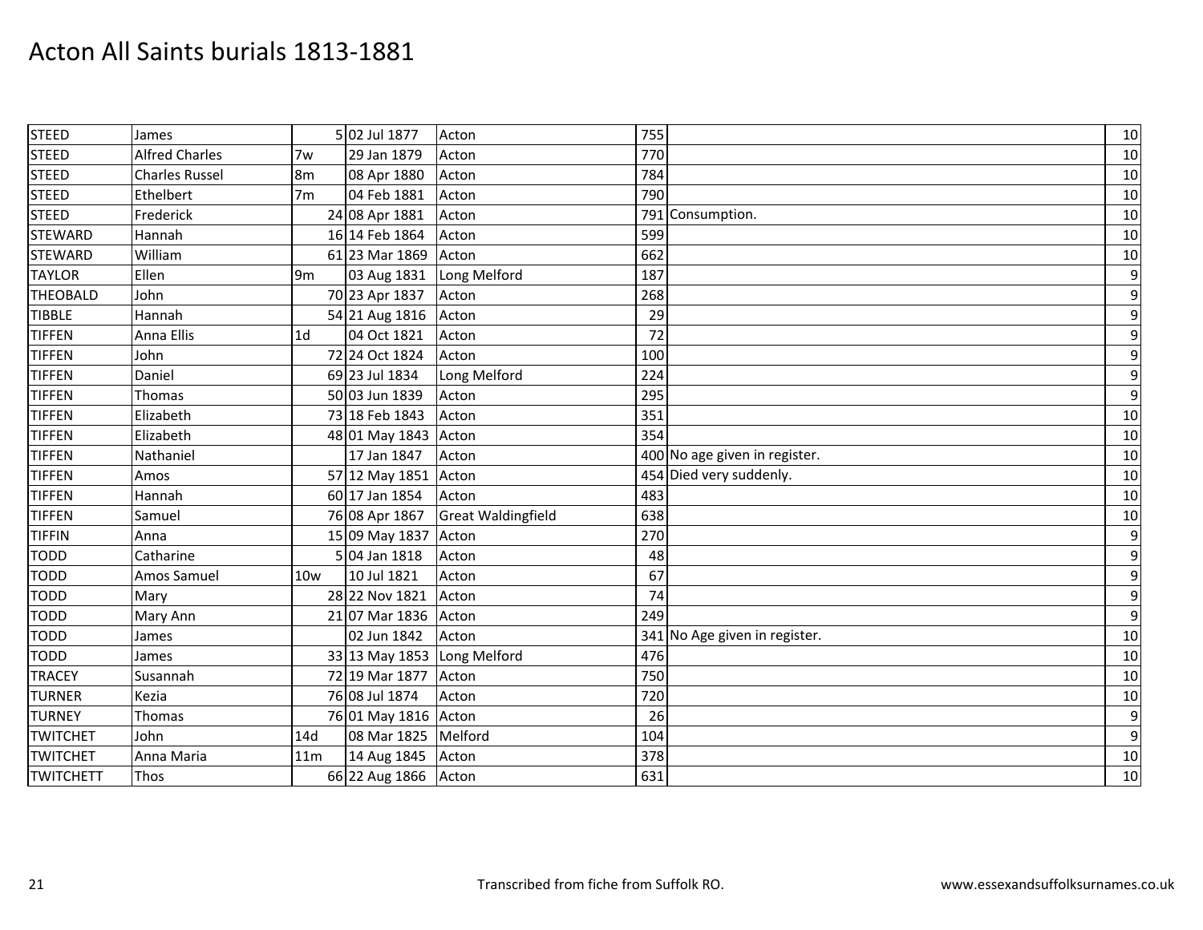# Acton All Saints burials 1813-1881

| | | | | | | | |
|---|---|---|---|---|---|---|---|
| STEED | James | 5 | 02 Jul 1877 | Acton | 755 | | 10 |
| STEED | Alfred Charles | 7w | 29 Jan 1879 | Acton | 770 | | 10 |
| STEED | Charles Russel | 8m | 08 Apr 1880 | Acton | 784 | | 10 |
| STEED | Ethelbert | 7m | 04 Feb 1881 | Acton | 790 | | 10 |
| STEED | Frederick | 24 | 08 Apr 1881 | Acton | 791 | Consumption. | 10 |
| STEWARD | Hannah | 16 | 14 Feb 1864 | Acton | 599 | | 10 |
| STEWARD | William | 61 | 23 Mar 1869 | Acton | 662 | | 10 |
| TAYLOR | Ellen | 9m | 03 Aug 1831 | Long Melford | 187 | | 9 |
| THEOBALD | John | 70 | 23 Apr 1837 | Acton | 268 | | 9 |
| TIBBLE | Hannah | 54 | 21 Aug 1816 | Acton | 29 | | 9 |
| TIFFEN | Anna Ellis | 1d | 04 Oct 1821 | Acton | 72 | | 9 |
| TIFFEN | John | 72 | 24 Oct 1824 | Acton | 100 | | 9 |
| TIFFEN | Daniel | 69 | 23 Jul 1834 | Long Melford | 224 | | 9 |
| TIFFEN | Thomas | 50 | 03 Jun 1839 | Acton | 295 | | 9 |
| TIFFEN | Elizabeth | 73 | 18 Feb 1843 | Acton | 351 | | 10 |
| TIFFEN | Elizabeth | 48 | 01 May 1843 | Acton | 354 | | 10 |
| TIFFEN | Nathaniel | | 17 Jan 1847 | Acton | 400 | No age given in register. | 10 |
| TIFFEN | Amos | 57 | 12 May 1851 | Acton | 454 | Died very suddenly. | 10 |
| TIFFEN | Hannah | 60 | 17 Jan 1854 | Acton | 483 | | 10 |
| TIFFEN | Samuel | 76 | 08 Apr 1867 | Great Waldingfield | 638 | | 10 |
| TIFFIN | Anna | 15 | 09 May 1837 | Acton | 270 | | 9 |
| TODD | Catharine | 5 | 04 Jan 1818 | Acton | 48 | | 9 |
| TODD | Amos Samuel | 10w | 10 Jul 1821 | Acton | 67 | | 9 |
| TODD | Mary | 28 | 22 Nov 1821 | Acton | 74 | | 9 |
| TODD | Mary Ann | 21 | 07 Mar 1836 | Acton | 249 | | 9 |
| TODD | James | | 02 Jun 1842 | Acton | 341 | No Age given in register. | 10 |
| TODD | James | 33 | 13 May 1853 | Long Melford | 476 | | 10 |
| TRACEY | Susannah | 72 | 19 Mar 1877 | Acton | 750 | | 10 |
| TURNER | Kezia | 76 | 08 Jul 1874 | Acton | 720 | | 10 |
| TURNEY | Thomas | 76 | 01 May 1816 | Acton | 26 | | 9 |
| TWITCHET | John | 14d | 08 Mar 1825 | Melford | 104 | | 9 |
| TWITCHET | Anna Maria | 11m | 14 Aug 1845 | Acton | 378 | | 10 |
| TWITCHETT | Thos | 66 | 22 Aug 1866 | Acton | 631 | | 10 |

Transcribed from fiche from Suffolk RO.

www.essexandsuffolksurnames.co.uk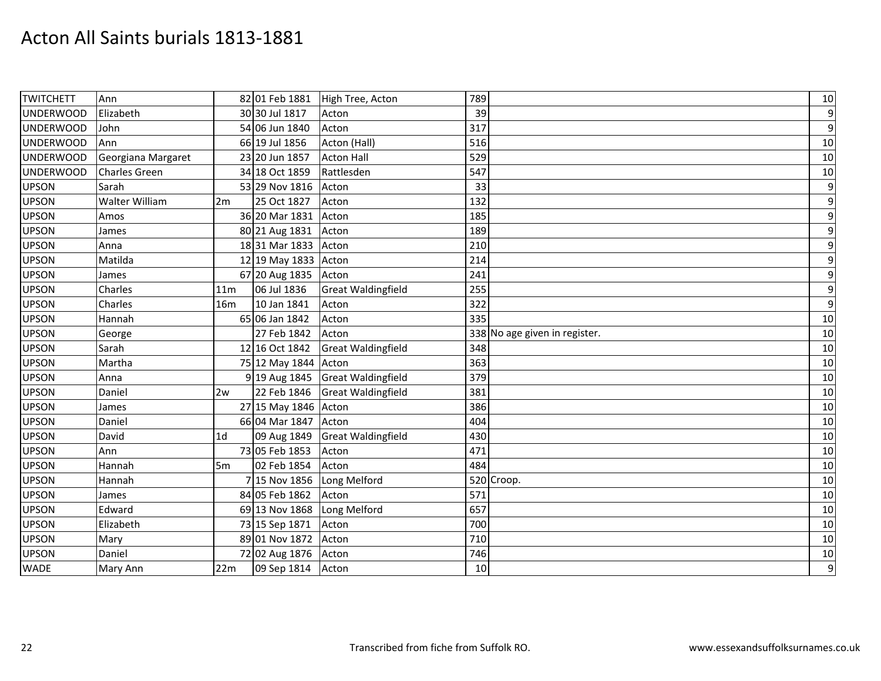# Acton All Saints burials 1813-1881

| | | | | | | | |
|---|---|---|---|---|---|---|---|
| TWITCHETT | Ann | 82 | 01 Feb 1881 | High Tree, Acton | 789 | | 10 |
| UNDERWOOD | Elizabeth | 30 | 30 Jul 1817 | Acton | 39 | | 9 |
| UNDERWOOD | John | 54 | 06 Jun 1840 | Acton | 317 | | 9 |
| UNDERWOOD | Ann | 66 | 19 Jul 1856 | Acton (Hall) | 516 | | 10 |
| UNDERWOOD | Georgiana Margaret | 23 | 20 Jun 1857 | Acton Hall | 529 | | 10 |
| UNDERWOOD | Charles Green | 34 | 18 Oct 1859 | Rattlesden | 547 | | 10 |
| UPSON | Sarah | 53 | 29 Nov 1816 | Acton | 33 | | 9 |
| UPSON | Walter William | 2m | 25 Oct 1827 | Acton | 132 | | 9 |
| UPSON | Amos | 36 | 20 Mar 1831 | Acton | 185 | | 9 |
| UPSON | James | 80 | 21 Aug 1831 | Acton | 189 | | 9 |
| UPSON | Anna | 18 | 31 Mar 1833 | Acton | 210 | | 9 |
| UPSON | Matilda | 12 | 19 May 1833 | Acton | 214 | | 9 |
| UPSON | James | 67 | 20 Aug 1835 | Acton | 241 | | 9 |
| UPSON | Charles | 11m | 06 Jul 1836 | Great Waldingfield | 255 | | 9 |
| UPSON | Charles | 16m | 10 Jan 1841 | Acton | 322 | | 9 |
| UPSON | Hannah | 65 | 06 Jan 1842 | Acton | 335 | | 10 |
| UPSON | George | | 27 Feb 1842 | Acton | 338 | No age given in register. | 10 |
| UPSON | Sarah | 12 | 16 Oct 1842 | Great Waldingfield | 348 | | 10 |
| UPSON | Martha | 75 | 12 May 1844 | Acton | 363 | | 10 |
| UPSON | Anna | 9 | 19 Aug 1845 | Great Waldingfield | 379 | | 10 |
| UPSON | Daniel | 2w | 22 Feb 1846 | Great Waldingfield | 381 | | 10 |
| UPSON | James | 27 | 15 May 1846 | Acton | 386 | | 10 |
| UPSON | Daniel | 66 | 04 Mar 1847 | Acton | 404 | | 10 |
| UPSON | David | 1d | 09 Aug 1849 | Great Waldingfield | 430 | | 10 |
| UPSON | Ann | 73 | 05 Feb 1853 | Acton | 471 | | 10 |
| UPSON | Hannah | 5m | 02 Feb 1854 | Acton | 484 | | 10 |
| UPSON | Hannah | 7 | 15 Nov 1856 | Long Melford | 520 | Croop. | 10 |
| UPSON | James | 84 | 05 Feb 1862 | Acton | 571 | | 10 |
| UPSON | Edward | 69 | 13 Nov 1868 | Long Melford | 657 | | 10 |
| UPSON | Elizabeth | 73 | 15 Sep 1871 | Acton | 700 | | 10 |
| UPSON | Mary | 89 | 01 Nov 1872 | Acton | 710 | | 10 |
| UPSON | Daniel | 72 | 02 Aug 1876 | Acton | 746 | | 10 |
| WADE | Mary Ann | 22m | 09 Sep 1814 | Acton | 10 | | 9 |

Transcribed from fiche from Suffolk RO.

www.essexandsuffolksurnames.co.uk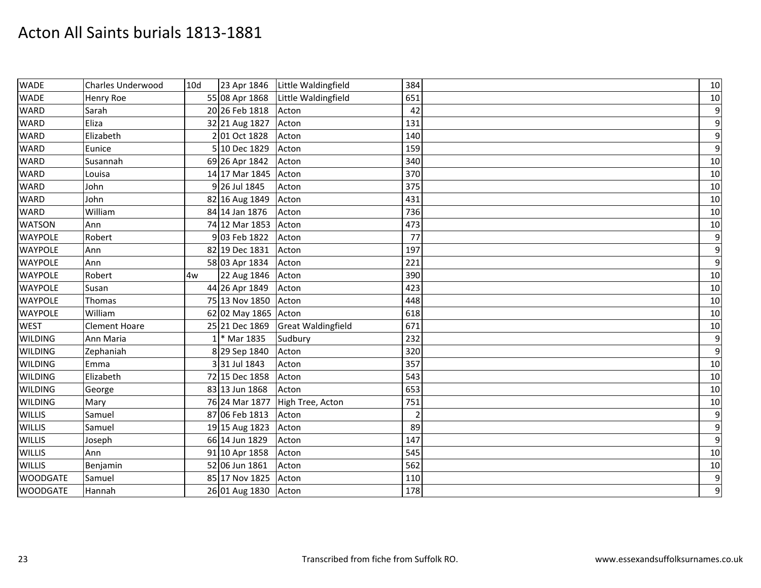# Acton All Saints burials 1813-1881

| | | | | | | | |
|---|---|---|---|---|---|---|---|
| WADE | Charles Underwood | 10d | 23 Apr 1846 | Little Waldingfield | 384 | | 10 |
| WADE | Henry Roe | 55 | 08 Apr 1868 | Little Waldingfield | 651 | | 10 |
| WARD | Sarah | 20 | 26 Feb 1818 | Acton | 42 | | 9 |
| WARD | Eliza | 32 | 21 Aug 1827 | Acton | 131 | | 9 |
| WARD | Elizabeth | 2 | 01 Oct 1828 | Acton | 140 | | 9 |
| WARD | Eunice | 5 | 10 Dec 1829 | Acton | 159 | | 9 |
| WARD | Susannah | 69 | 26 Apr 1842 | Acton | 340 | | 10 |
| WARD | Louisa | 14 | 17 Mar 1845 | Acton | 370 | | 10 |
| WARD | John | 9 | 26 Jul 1845 | Acton | 375 | | 10 |
| WARD | John | 82 | 16 Aug 1849 | Acton | 431 | | 10 |
| WARD | William | 84 | 14 Jan 1876 | Acton | 736 | | 10 |
| WATSON | Ann | 74 | 12 Mar 1853 | Acton | 473 | | 10 |
| WAYPOLE | Robert | 9 | 03 Feb 1822 | Acton | 77 | | 9 |
| WAYPOLE | Ann | 82 | 19 Dec 1831 | Acton | 197 | | 9 |
| WAYPOLE | Ann | 58 | 03 Apr 1834 | Acton | 221 | | 9 |
| WAYPOLE | Robert | 4w | 22 Aug 1846 | Acton | 390 | | 10 |
| WAYPOLE | Susan | 44 | 26 Apr 1849 | Acton | 423 | | 10 |
| WAYPOLE | Thomas | 75 | 13 Nov 1850 | Acton | 448 | | 10 |
| WAYPOLE | William | 62 | 02 May 1865 | Acton | 618 | | 10 |
| WEST | Clement Hoare | 25 | 21 Dec 1869 | Great Waldingfield | 671 | | 10 |
| WILDING | Ann Maria | 1 | * Mar 1835 | Sudbury | 232 | | 9 |
| WILDING | Zephaniah | 8 | 29 Sep 1840 | Acton | 320 | | 9 |
| WILDING | Emma | 3 | 31 Jul 1843 | Acton | 357 | | 10 |
| WILDING | Elizabeth | 72 | 15 Dec 1858 | Acton | 543 | | 10 |
| WILDING | George | 83 | 13 Jun 1868 | Acton | 653 | | 10 |
| WILDING | Mary | 76 | 24 Mar 1877 | High Tree, Acton | 751 | | 10 |
| WILLIS | Samuel | 87 | 06 Feb 1813 | Acton | 2 | | 9 |
| WILLIS | Samuel | 19 | 15 Aug 1823 | Acton | 89 | | 9 |
| WILLIS | Joseph | 66 | 14 Jun 1829 | Acton | 147 | | 9 |
| WILLIS | Ann | 91 | 10 Apr 1858 | Acton | 545 | | 10 |
| WILLIS | Benjamin | 52 | 06 Jun 1861 | Acton | 562 | | 10 |
| WOODGATE | Samuel | 85 | 17 Nov 1825 | Acton | 110 | | 9 |
| WOODGATE | Hannah | 26 | 01 Aug 1830 | Acton | 178 | | 9 |

Transcribed from fiche from Suffolk RO. www.essexandsuffolksurnames.co.uk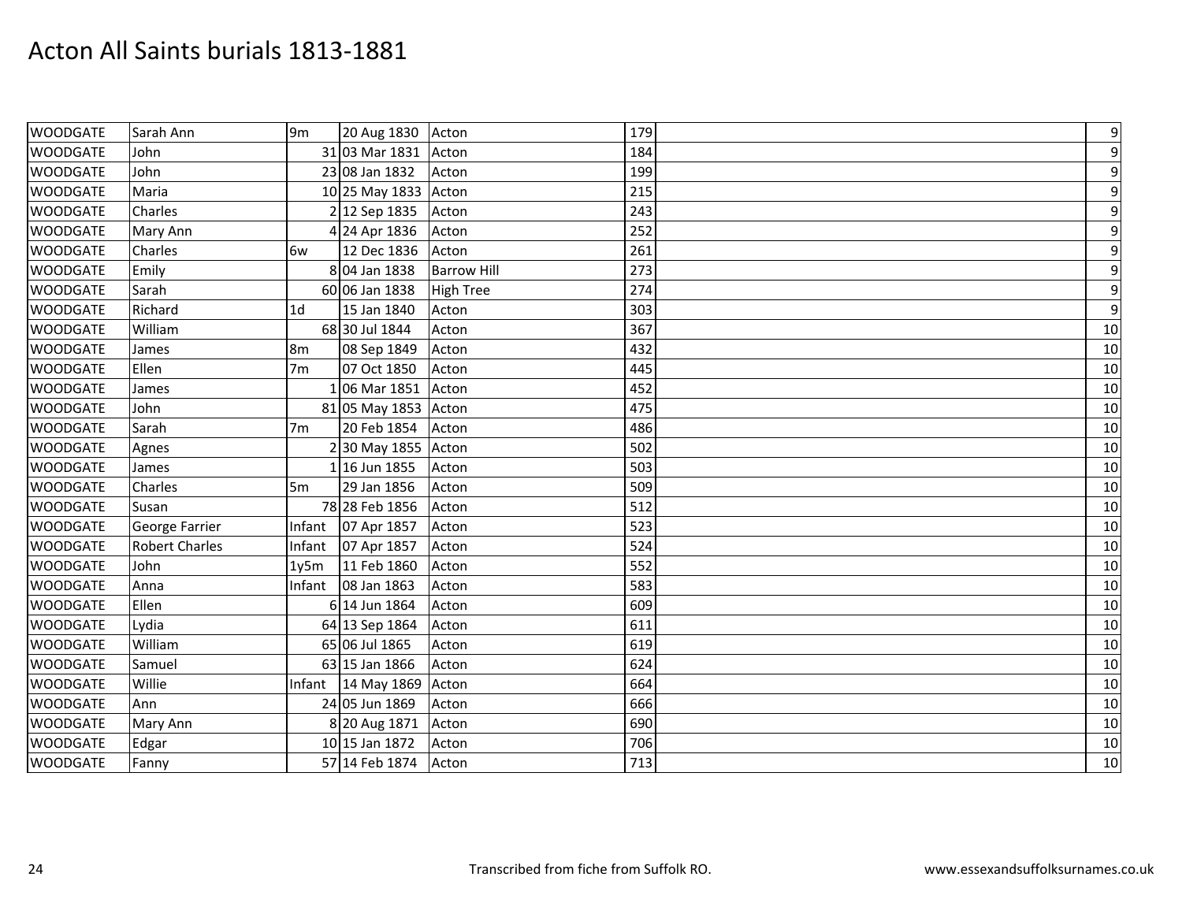# Acton All Saints burials 1813-1881

| | | | | | | | |
|---|---|---|---|---|---|---|---|
| WOODGATE | Sarah Ann | 9m | 20 Aug 1830 | Acton | 179 | | 9 |
| WOODGATE | John | 31 | 03 Mar 1831 | Acton | 184 | | 9 |
| WOODGATE | John | 23 | 08 Jan 1832 | Acton | 199 | | 9 |
| WOODGATE | Maria | 10 | 25 May 1833 | Acton | 215 | | 9 |
| WOODGATE | Charles | 2 | 12 Sep 1835 | Acton | 243 | | 9 |
| WOODGATE | Mary Ann | 4 | 24 Apr 1836 | Acton | 252 | | 9 |
| WOODGATE | Charles | 6w | 12 Dec 1836 | Acton | 261 | | 9 |
| WOODGATE | Emily | 8 | 04 Jan 1838 | Barrow Hill | 273 | | 9 |
| WOODGATE | Sarah | 60 | 06 Jan 1838 | High Tree | 274 | | 9 |
| WOODGATE | Richard | 1d | 15 Jan 1840 | Acton | 303 | | 9 |
| WOODGATE | William | 68 | 30 Jul 1844 | Acton | 367 | | 10 |
| WOODGATE | James | 8m | 08 Sep 1849 | Acton | 432 | | 10 |
| WOODGATE | Ellen | 7m | 07 Oct 1850 | Acton | 445 | | 10 |
| WOODGATE | James | 1 | 06 Mar 1851 | Acton | 452 | | 10 |
| WOODGATE | John | 81 | 05 May 1853 | Acton | 475 | | 10 |
| WOODGATE | Sarah | 7m | 20 Feb 1854 | Acton | 486 | | 10 |
| WOODGATE | Agnes | 2 | 30 May 1855 | Acton | 502 | | 10 |
| WOODGATE | James | 1 | 16 Jun 1855 | Acton | 503 | | 10 |
| WOODGATE | Charles | 5m | 29 Jan 1856 | Acton | 509 | | 10 |
| WOODGATE | Susan | 78 | 28 Feb 1856 | Acton | 512 | | 10 |
| WOODGATE | George Farrier | Infant | 07 Apr 1857 | Acton | 523 | | 10 |
| WOODGATE | Robert Charles | Infant | 07 Apr 1857 | Acton | 524 | | 10 |
| WOODGATE | John | 1y5m | 11 Feb 1860 | Acton | 552 | | 10 |
| WOODGATE | Anna | Infant | 08 Jan 1863 | Acton | 583 | | 10 |
| WOODGATE | Ellen | 6 | 14 Jun 1864 | Acton | 609 | | 10 |
| WOODGATE | Lydia | 64 | 13 Sep 1864 | Acton | 611 | | 10 |
| WOODGATE | William | 65 | 06 Jul 1865 | Acton | 619 | | 10 |
| WOODGATE | Samuel | 63 | 15 Jan 1866 | Acton | 624 | | 10 |
| WOODGATE | Willie | Infant | 14 May 1869 | Acton | 664 | | 10 |
| WOODGATE | Ann | 24 | 05 Jun 1869 | Acton | 666 | | 10 |
| WOODGATE | Mary Ann | 8 | 20 Aug 1871 | Acton | 690 | | 10 |
| WOODGATE | Edgar | 10 | 15 Jan 1872 | Acton | 706 | | 10 |
| WOODGATE | Fanny | 57 | 14 Feb 1874 | Acton | 713 | | 10 |

Transcribed from fiche from Suffolk RO.

www.essexandsuffolksurnames.co.uk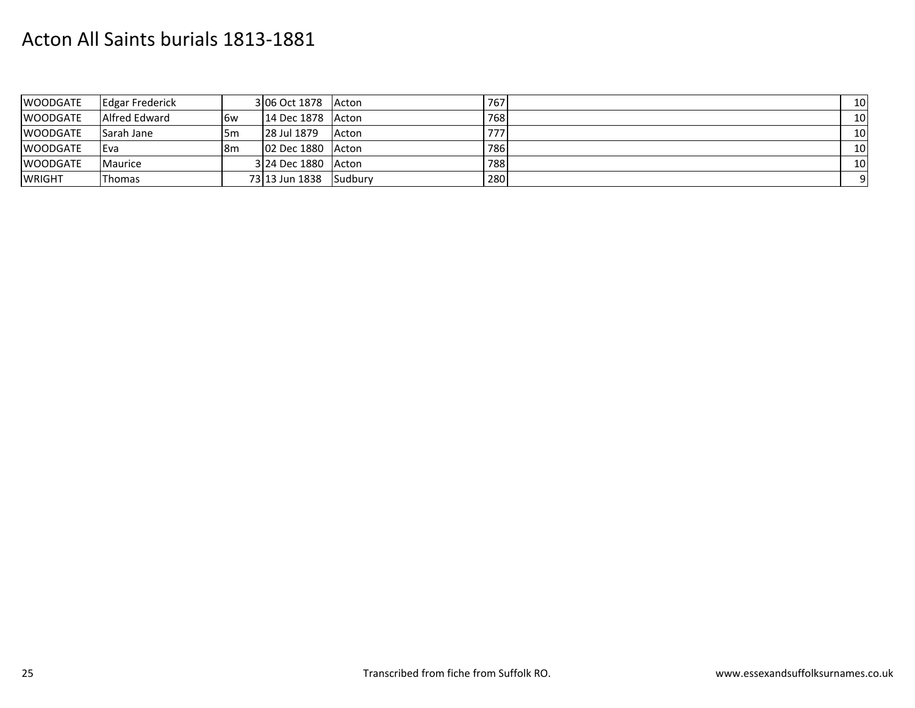# Acton All Saints burials 1813-1881

| | | | | | | | |
|---|---|---|---|---|---|---|---|
| WOODGATE | Edgar Frederick | 3 | 06 Oct 1878 | Acton | 767 | | 10 |
| WOODGATE | Alfred Edward | 6w | 14 Dec 1878 | Acton | 768 | | 10 |
| WOODGATE | Sarah Jane | 5m | 28 Jul 1879 | Acton | 777 | | 10 |
| WOODGATE | Eva | 8m | 02 Dec 1880 | Acton | 786 | | 10 |
| WOODGATE | Maurice | 3 | 24 Dec 1880 | Acton | 788 | | 10 |
| WRIGHT | Thomas | 73 | 13 Jun 1838 | Sudbury | 280 | | 9 |

Transcribed from fiche from Suffolk RO.

www.essexandsuffolksurnames.co.uk